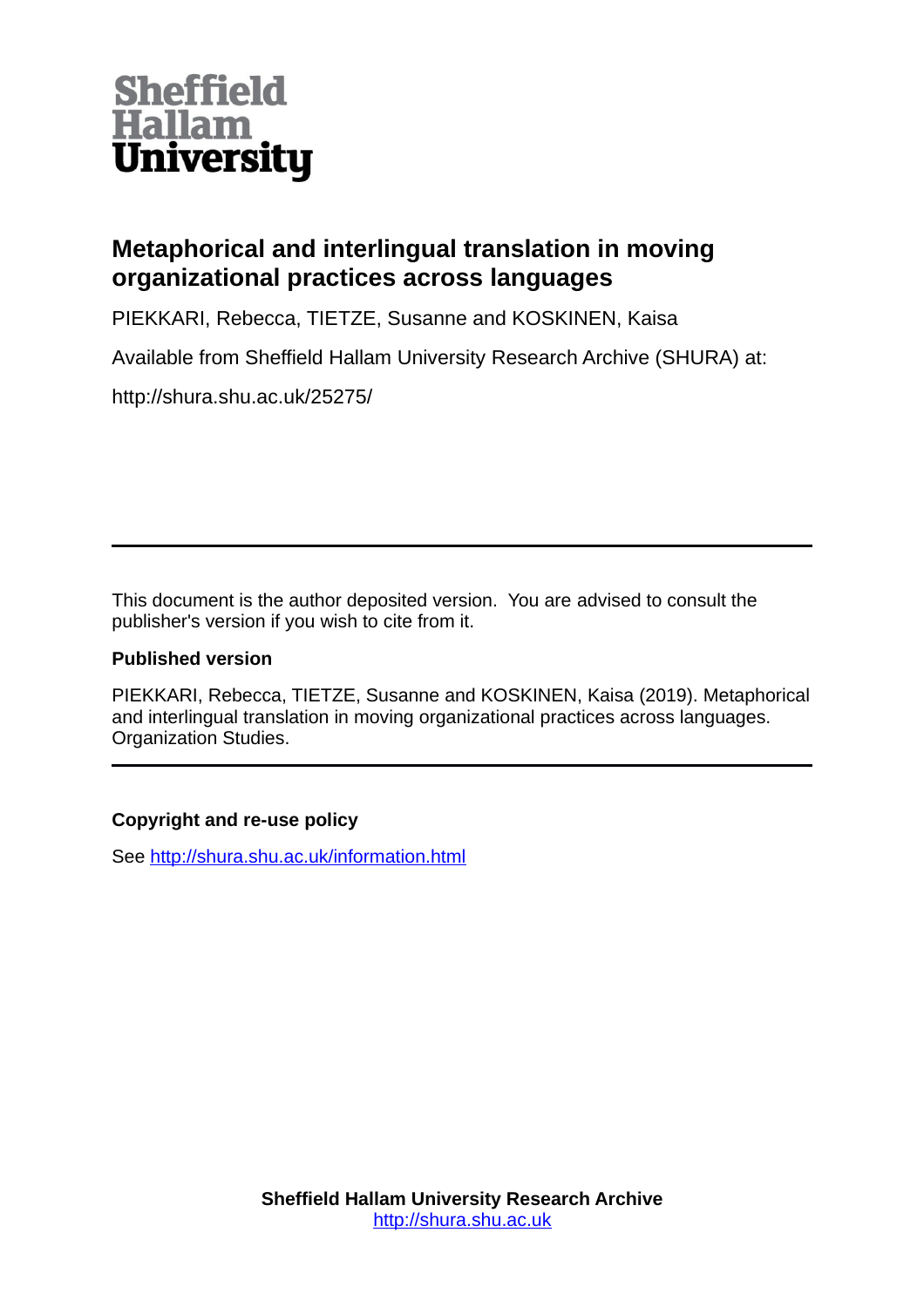Sheffield Hallam University

# Metaphorical and interlingual translation in moving organizational practices across languages

PIEKKARI, Rebecca, TIETZE, Susanne and KOSKINEN, Kaisa

Available from Sheffield Hallam University Research Archive (SHURA) at:

http://shura.shu.ac.uk/25275/

---

This document is the author deposited version. You are advised to consult the publisher's version if you wish to cite from it.

### Published version

PIEKKARI, Rebecca, TIETZE, Susanne and KOSKINEN, Kaisa (2019). Metaphorical and interlingual translation in moving organizational practices across languages. Organization Studies.

---

### Copyright and re-use policy

See http://shura.shu.ac.uk/information.html

**Sheffield Hallam University Research Archive**
http://shura.shu.ac.uk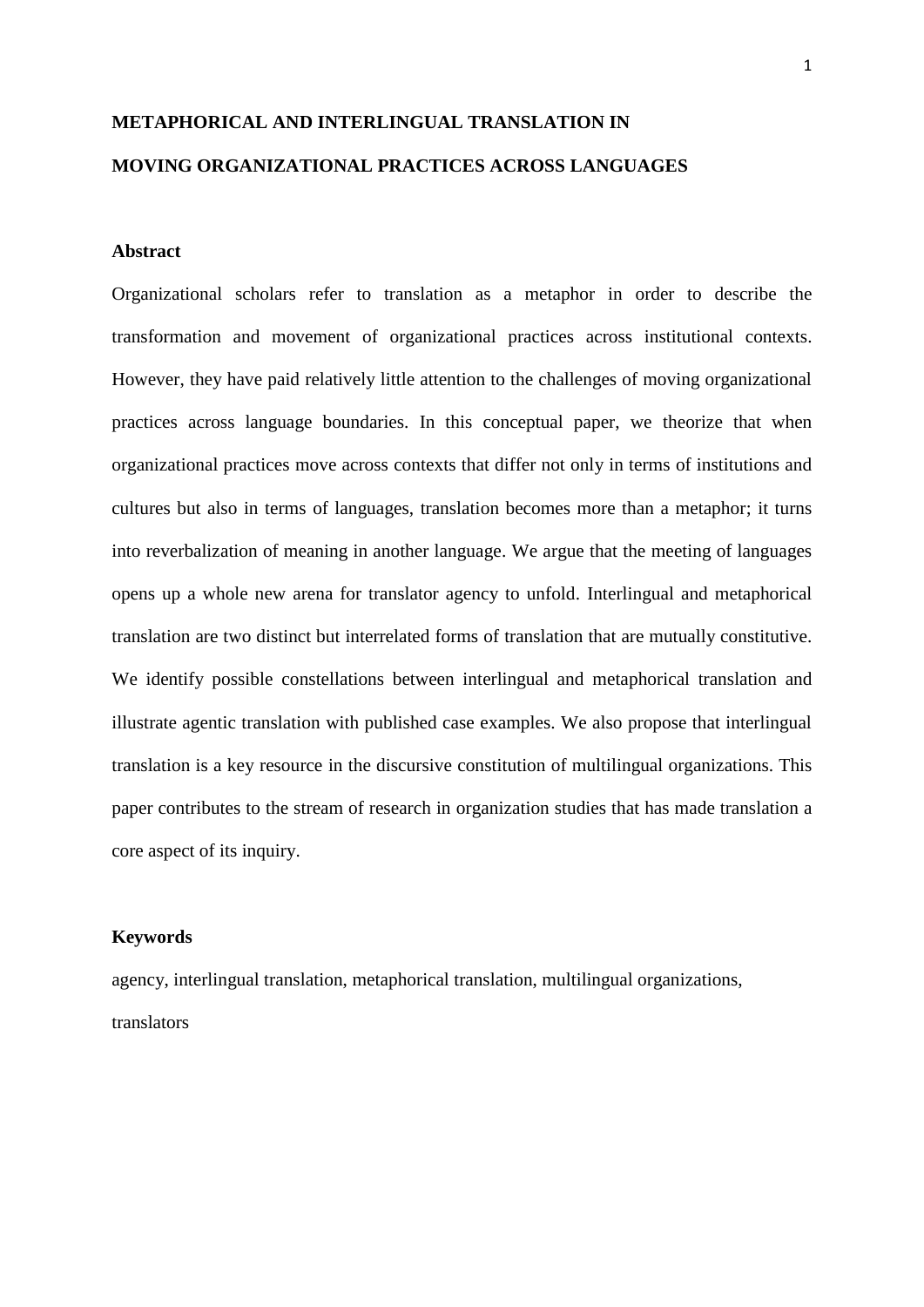# METAPHORICAL AND INTERLINGUAL TRANSLATION IN MOVING ORGANIZATIONAL PRACTICES ACROSS LANGUAGES

## Abstract

Organizational scholars refer to translation as a metaphor in order to describe the transformation and movement of organizational practices across institutional contexts. However, they have paid relatively little attention to the challenges of moving organizational practices across language boundaries. In this conceptual paper, we theorize that when organizational practices move across contexts that differ not only in terms of institutions and cultures but also in terms of languages, translation becomes more than a metaphor; it turns into reverbalization of meaning in another language. We argue that the meeting of languages opens up a whole new arena for translator agency to unfold. Interlingual and metaphorical translation are two distinct but interrelated forms of translation that are mutually constitutive. We identify possible constellations between interlingual and metaphorical translation and illustrate agentic translation with published case examples. We also propose that interlingual translation is a key resource in the discursive constitution of multilingual organizations. This paper contributes to the stream of research in organization studies that has made translation a core aspect of its inquiry.

## Keywords

agency, interlingual translation, metaphorical translation, multilingual organizations, translators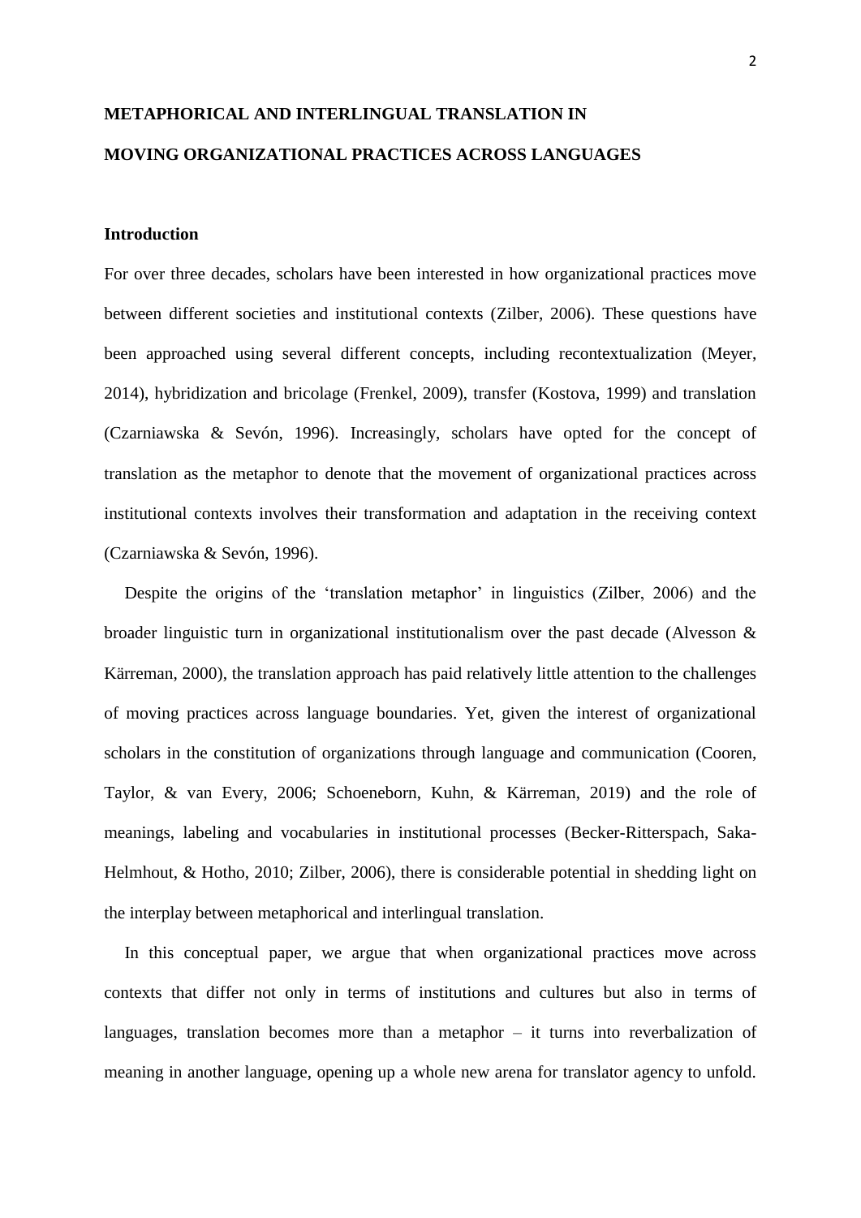# METAPHORICAL AND INTERLINGUAL TRANSLATION IN MOVING ORGANIZATIONAL PRACTICES ACROSS LANGUAGES

## Introduction

For over three decades, scholars have been interested in how organizational practices move between different societies and institutional contexts (Zilber, 2006). These questions have been approached using several different concepts, including recontextualization (Meyer, 2014), hybridization and bricolage (Frenkel, 2009), transfer (Kostova, 1999) and translation (Czarniawska & Sevón, 1996). Increasingly, scholars have opted for the concept of translation as the metaphor to denote that the movement of organizational practices across institutional contexts involves their transformation and adaptation in the receiving context (Czarniawska & Sevón, 1996).

Despite the origins of the 'translation metaphor' in linguistics (Zilber, 2006) and the broader linguistic turn in organizational institutionalism over the past decade (Alvesson & Kärreman, 2000), the translation approach has paid relatively little attention to the challenges of moving practices across language boundaries. Yet, given the interest of organizational scholars in the constitution of organizations through language and communication (Cooren, Taylor, & van Every, 2006; Schoeneborn, Kuhn, & Kärreman, 2019) and the role of meanings, labeling and vocabularies in institutional processes (Becker-Ritterspach, Saka-Helmhout, & Hotho, 2010; Zilber, 2006), there is considerable potential in shedding light on the interplay between metaphorical and interlingual translation.

In this conceptual paper, we argue that when organizational practices move across contexts that differ not only in terms of institutions and cultures but also in terms of languages, translation becomes more than a metaphor – it turns into reverbalization of meaning in another language, opening up a whole new arena for translator agency to unfold.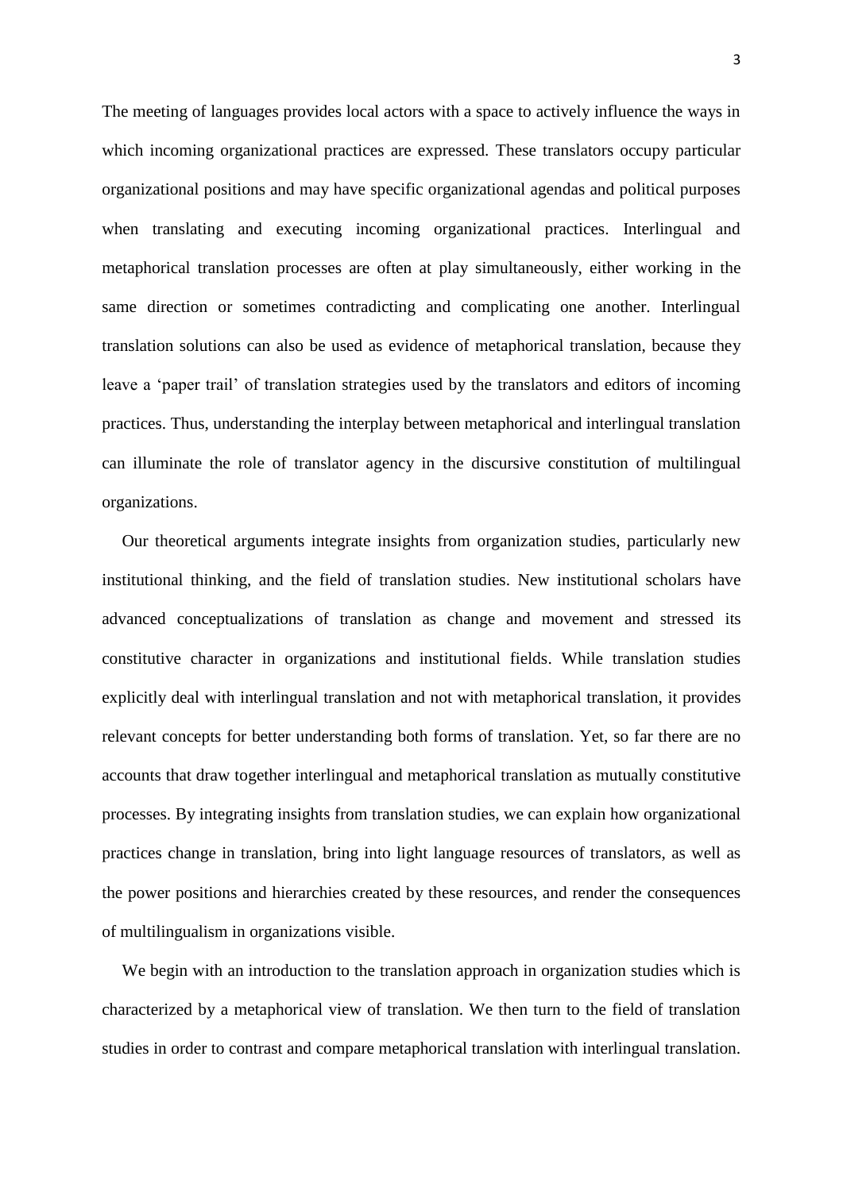The meeting of languages provides local actors with a space to actively influence the ways in which incoming organizational practices are expressed. These translators occupy particular organizational positions and may have specific organizational agendas and political purposes when translating and executing incoming organizational practices. Interlingual and metaphorical translation processes are often at play simultaneously, either working in the same direction or sometimes contradicting and complicating one another. Interlingual translation solutions can also be used as evidence of metaphorical translation, because they leave a 'paper trail' of translation strategies used by the translators and editors of incoming practices. Thus, understanding the interplay between metaphorical and interlingual translation can illuminate the role of translator agency in the discursive constitution of multilingual organizations.

Our theoretical arguments integrate insights from organization studies, particularly new institutional thinking, and the field of translation studies. New institutional scholars have advanced conceptualizations of translation as change and movement and stressed its constitutive character in organizations and institutional fields. While translation studies explicitly deal with interlingual translation and not with metaphorical translation, it provides relevant concepts for better understanding both forms of translation. Yet, so far there are no accounts that draw together interlingual and metaphorical translation as mutually constitutive processes. By integrating insights from translation studies, we can explain how organizational practices change in translation, bring into light language resources of translators, as well as the power positions and hierarchies created by these resources, and render the consequences of multilingualism in organizations visible.

We begin with an introduction to the translation approach in organization studies which is characterized by a metaphorical view of translation. We then turn to the field of translation studies in order to contrast and compare metaphorical translation with interlingual translation.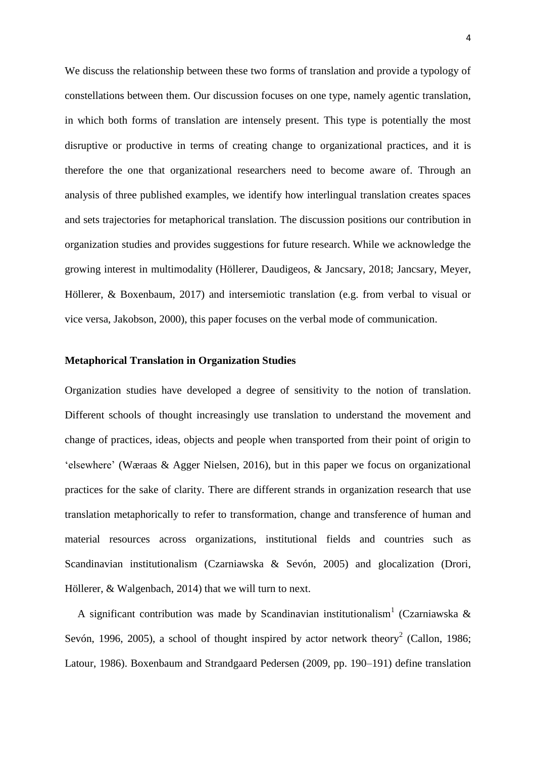We discuss the relationship between these two forms of translation and provide a typology of constellations between them. Our discussion focuses on one type, namely agentic translation, in which both forms of translation are intensely present. This type is potentially the most disruptive or productive in terms of creating change to organizational practices, and it is therefore the one that organizational researchers need to become aware of. Through an analysis of three published examples, we identify how interlingual translation creates spaces and sets trajectories for metaphorical translation. The discussion positions our contribution in organization studies and provides suggestions for future research. While we acknowledge the growing interest in multimodality (Höllerer, Daudigeos, & Jancsary, 2018; Jancsary, Meyer, Höllerer, & Boxenbaum, 2017) and intersemiotic translation (e.g. from verbal to visual or vice versa, Jakobson, 2000), this paper focuses on the verbal mode of communication.

## Metaphorical Translation in Organization Studies

Organization studies have developed a degree of sensitivity to the notion of translation. Different schools of thought increasingly use translation to understand the movement and change of practices, ideas, objects and people when transported from their point of origin to 'elsewhere' (Wæraas & Agger Nielsen, 2016), but in this paper we focus on organizational practices for the sake of clarity. There are different strands in organization research that use translation metaphorically to refer to transformation, change and transference of human and material resources across organizations, institutional fields and countries such as Scandinavian institutionalism (Czarniawska & Sevón, 2005) and glocalization (Drori, Höllerer, & Walgenbach, 2014) that we will turn to next.

A significant contribution was made by Scandinavian institutionalism[1] (Czarniawska & Sevón, 1996, 2005), a school of thought inspired by actor network theory[2] (Callon, 1986; Latour, 1986). Boxenbaum and Strandgaard Pedersen (2009, pp. 190–191) define translation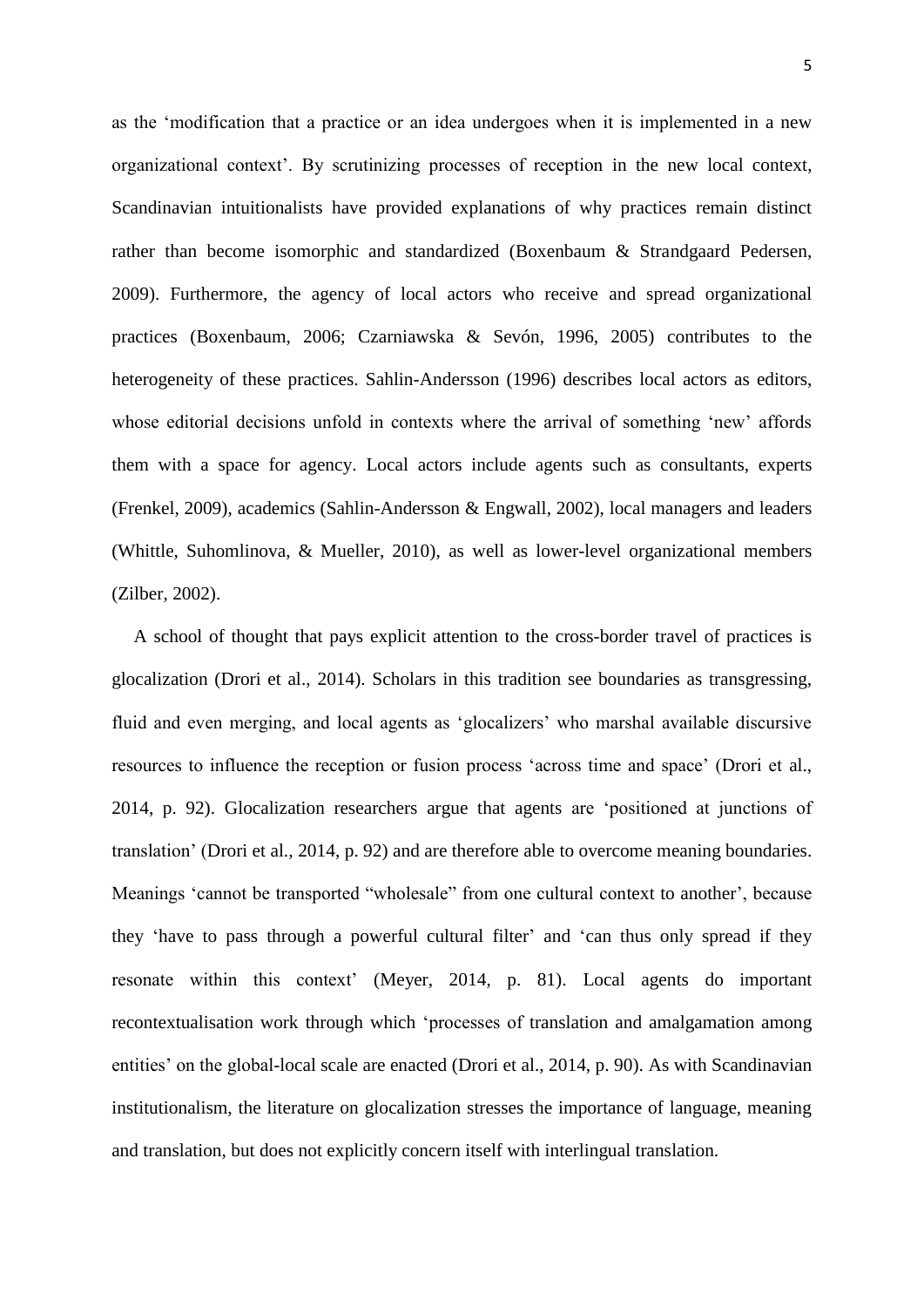as the 'modification that a practice or an idea undergoes when it is implemented in a new organizational context'. By scrutinizing processes of reception in the new local context, Scandinavian intuitionalists have provided explanations of why practices remain distinct rather than become isomorphic and standardized (Boxenbaum & Strandgaard Pedersen, 2009). Furthermore, the agency of local actors who receive and spread organizational practices (Boxenbaum, 2006; Czarniawska & Sevón, 1996, 2005) contributes to the heterogeneity of these practices. Sahlin-Andersson (1996) describes local actors as editors, whose editorial decisions unfold in contexts where the arrival of something 'new' affords them with a space for agency. Local actors include agents such as consultants, experts (Frenkel, 2009), academics (Sahlin-Andersson & Engwall, 2002), local managers and leaders (Whittle, Suhomlinova, & Mueller, 2010), as well as lower-level organizational members (Zilber, 2002).

A school of thought that pays explicit attention to the cross-border travel of practices is glocalization (Drori et al., 2014). Scholars in this tradition see boundaries as transgressing, fluid and even merging, and local agents as 'glocalizers' who marshal available discursive resources to influence the reception or fusion process 'across time and space' (Drori et al., 2014, p. 92). Glocalization researchers argue that agents are 'positioned at junctions of translation' (Drori et al., 2014, p. 92) and are therefore able to overcome meaning boundaries. Meanings 'cannot be transported "wholesale" from one cultural context to another', because they 'have to pass through a powerful cultural filter' and 'can thus only spread if they resonate within this context' (Meyer, 2014, p. 81). Local agents do important recontextualisation work through which 'processes of translation and amalgamation among entities' on the global-local scale are enacted (Drori et al., 2014, p. 90). As with Scandinavian institutionalism, the literature on glocalization stresses the importance of language, meaning and translation, but does not explicitly concern itself with interlingual translation.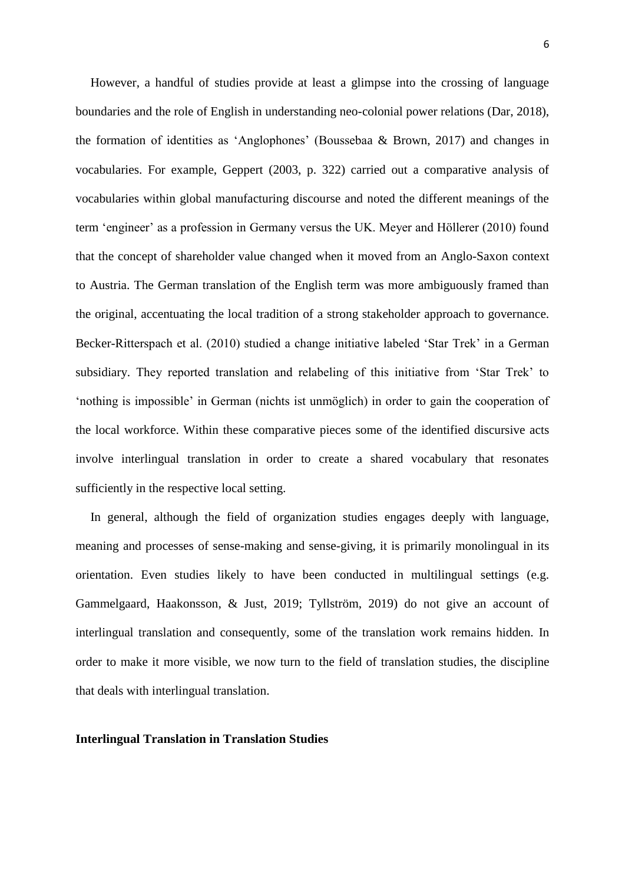However, a handful of studies provide at least a glimpse into the crossing of language boundaries and the role of English in understanding neo-colonial power relations (Dar, 2018), the formation of identities as 'Anglophones' (Boussebaa & Brown, 2017) and changes in vocabularies. For example, Geppert (2003, p. 322) carried out a comparative analysis of vocabularies within global manufacturing discourse and noted the different meanings of the term 'engineer' as a profession in Germany versus the UK. Meyer and Höllerer (2010) found that the concept of shareholder value changed when it moved from an Anglo-Saxon context to Austria. The German translation of the English term was more ambiguously framed than the original, accentuating the local tradition of a strong stakeholder approach to governance. Becker-Ritterspach et al. (2010) studied a change initiative labeled 'Star Trek' in a German subsidiary. They reported translation and relabeling of this initiative from 'Star Trek' to 'nothing is impossible' in German (nichts ist unmöglich) in order to gain the cooperation of the local workforce. Within these comparative pieces some of the identified discursive acts involve interlingual translation in order to create a shared vocabulary that resonates sufficiently in the respective local setting.

In general, although the field of organization studies engages deeply with language, meaning and processes of sense-making and sense-giving, it is primarily monolingual in its orientation. Even studies likely to have been conducted in multilingual settings (e.g. Gammelgaard, Haakonsson, & Just, 2019; Tyllström, 2019) do not give an account of interlingual translation and consequently, some of the translation work remains hidden. In order to make it more visible, we now turn to the field of translation studies, the discipline that deals with interlingual translation.

## Interlingual Translation in Translation Studies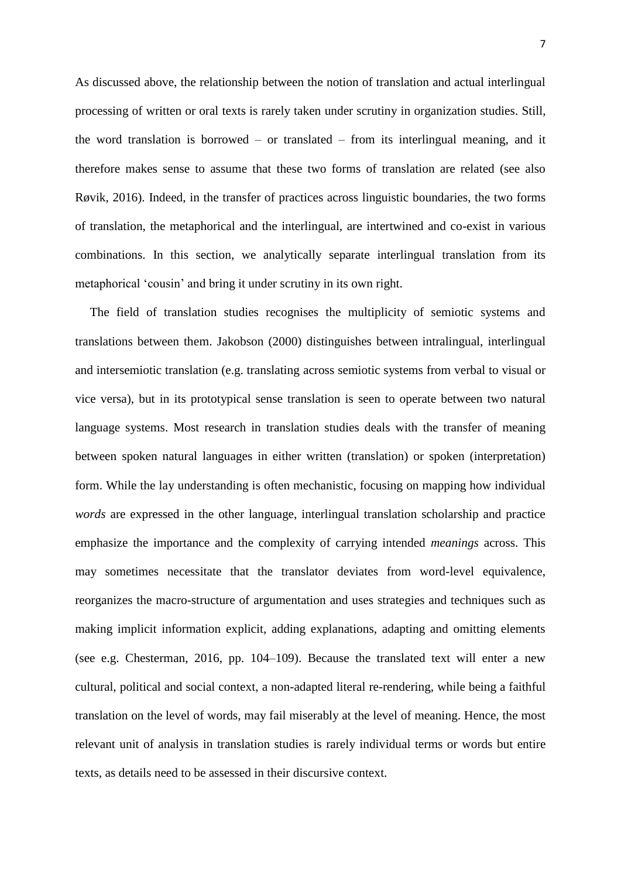As discussed above, the relationship between the notion of translation and actual interlingual processing of written or oral texts is rarely taken under scrutiny in organization studies. Still, the word translation is borrowed – or translated – from its interlingual meaning, and it therefore makes sense to assume that these two forms of translation are related (see also Røvik, 2016). Indeed, in the transfer of practices across linguistic boundaries, the two forms of translation, the metaphorical and the interlingual, are intertwined and co-exist in various combinations. In this section, we analytically separate interlingual translation from its metaphorical 'cousin' and bring it under scrutiny in its own right.

The field of translation studies recognises the multiplicity of semiotic systems and translations between them. Jakobson (2000) distinguishes between intralingual, interlingual and intersemiotic translation (e.g. translating across semiotic systems from verbal to visual or vice versa), but in its prototypical sense translation is seen to operate between two natural language systems. Most research in translation studies deals with the transfer of meaning between spoken natural languages in either written (translation) or spoken (interpretation) form. While the lay understanding is often mechanistic, focusing on mapping how individual *words* are expressed in the other language, interlingual translation scholarship and practice emphasize the importance and the complexity of carrying intended *meanings* across. This may sometimes necessitate that the translator deviates from word-level equivalence, reorganizes the macro-structure of argumentation and uses strategies and techniques such as making implicit information explicit, adding explanations, adapting and omitting elements (see e.g. Chesterman, 2016, pp. 104–109). Because the translated text will enter a new cultural, political and social context, a non-adapted literal re-rendering, while being a faithful translation on the level of words, may fail miserably at the level of meaning. Hence, the most relevant unit of analysis in translation studies is rarely individual terms or words but entire texts, as details need to be assessed in their discursive context.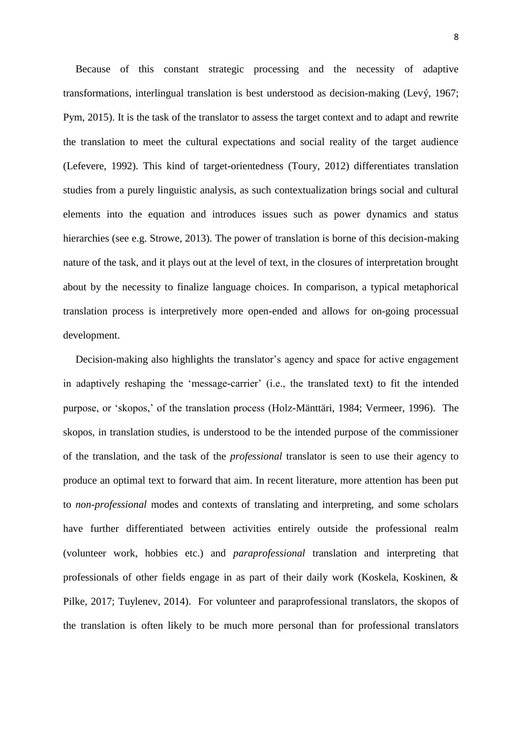Because of this constant strategic processing and the necessity of adaptive transformations, interlingual translation is best understood as decision-making (Levý, 1967; Pym, 2015). It is the task of the translator to assess the target context and to adapt and rewrite the translation to meet the cultural expectations and social reality of the target audience (Lefevere, 1992). This kind of target-orientedness (Toury, 2012) differentiates translation studies from a purely linguistic analysis, as such contextualization brings social and cultural elements into the equation and introduces issues such as power dynamics and status hierarchies (see e.g. Strowe, 2013). The power of translation is borne of this decision-making nature of the task, and it plays out at the level of text, in the closures of interpretation brought about by the necessity to finalize language choices. In comparison, a typical metaphorical translation process is interpretively more open-ended and allows for on-going processual development.

Decision-making also highlights the translator's agency and space for active engagement in adaptively reshaping the 'message-carrier' (i.e., the translated text) to fit the intended purpose, or 'skopos,' of the translation process (Holz-Mänttäri, 1984; Vermeer, 1996). The skopos, in translation studies, is understood to be the intended purpose of the commissioner of the translation, and the task of the *professional* translator is seen to use their agency to produce an optimal text to forward that aim. In recent literature, more attention has been put to *non-professional* modes and contexts of translating and interpreting, and some scholars have further differentiated between activities entirely outside the professional realm (volunteer work, hobbies etc.) and *paraprofessional* translation and interpreting that professionals of other fields engage in as part of their daily work (Koskela, Koskinen, & Pilke, 2017; Tuylenev, 2014). For volunteer and paraprofessional translators, the skopos of the translation is often likely to be much more personal than for professional translators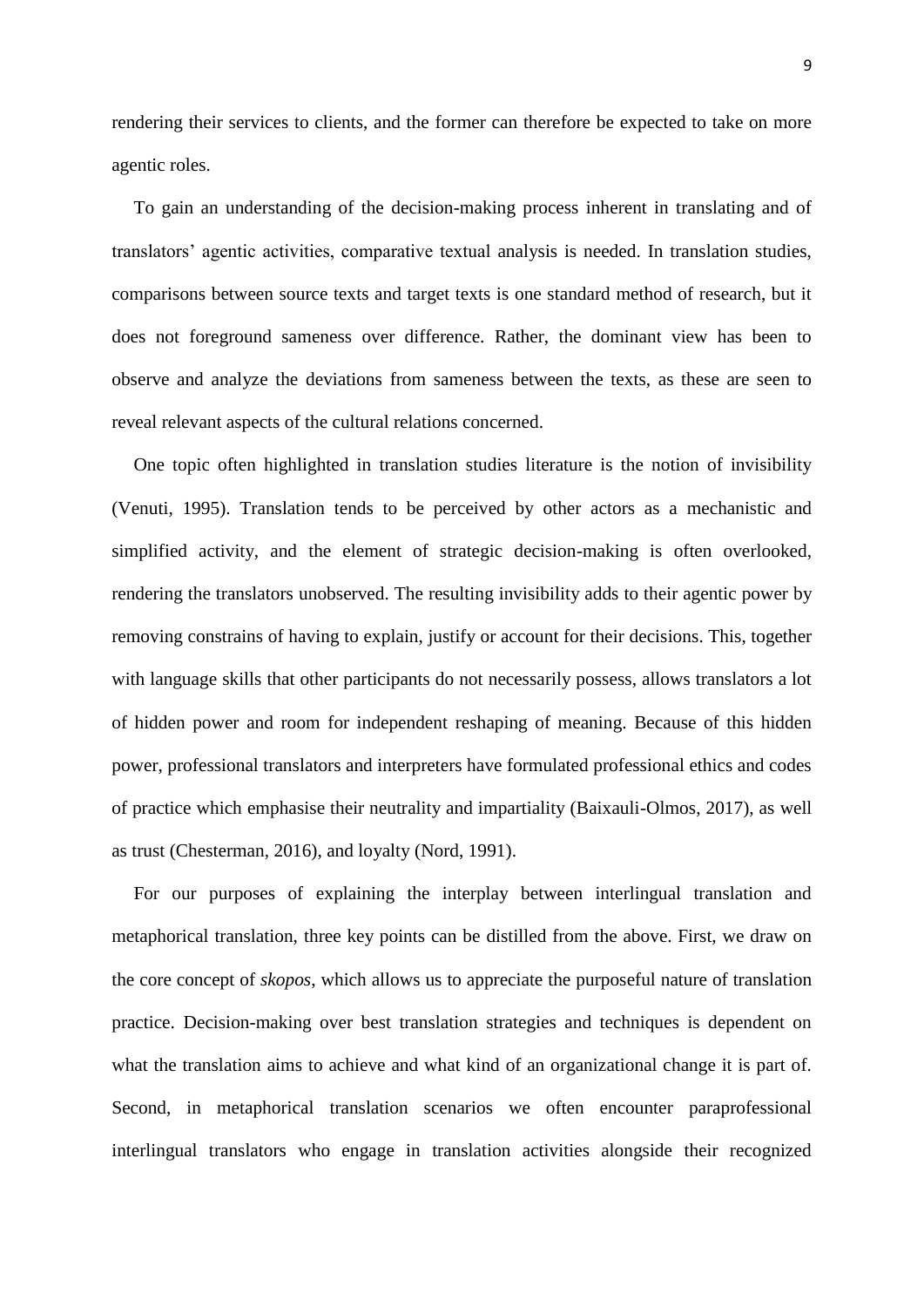rendering their services to clients, and the former can therefore be expected to take on more agentic roles.

To gain an understanding of the decision-making process inherent in translating and of translators' agentic activities, comparative textual analysis is needed. In translation studies, comparisons between source texts and target texts is one standard method of research, but it does not foreground sameness over difference. Rather, the dominant view has been to observe and analyze the deviations from sameness between the texts, as these are seen to reveal relevant aspects of the cultural relations concerned.

One topic often highlighted in translation studies literature is the notion of invisibility (Venuti, 1995). Translation tends to be perceived by other actors as a mechanistic and simplified activity, and the element of strategic decision-making is often overlooked, rendering the translators unobserved. The resulting invisibility adds to their agentic power by removing constrains of having to explain, justify or account for their decisions. This, together with language skills that other participants do not necessarily possess, allows translators a lot of hidden power and room for independent reshaping of meaning. Because of this hidden power, professional translators and interpreters have formulated professional ethics and codes of practice which emphasise their neutrality and impartiality (Baixauli-Olmos, 2017), as well as trust (Chesterman, 2016), and loyalty (Nord, 1991).

For our purposes of explaining the interplay between interlingual translation and metaphorical translation, three key points can be distilled from the above. First, we draw on the core concept of *skopos*, which allows us to appreciate the purposeful nature of translation practice. Decision-making over best translation strategies and techniques is dependent on what the translation aims to achieve and what kind of an organizational change it is part of. Second, in metaphorical translation scenarios we often encounter paraprofessional interlingual translators who engage in translation activities alongside their recognized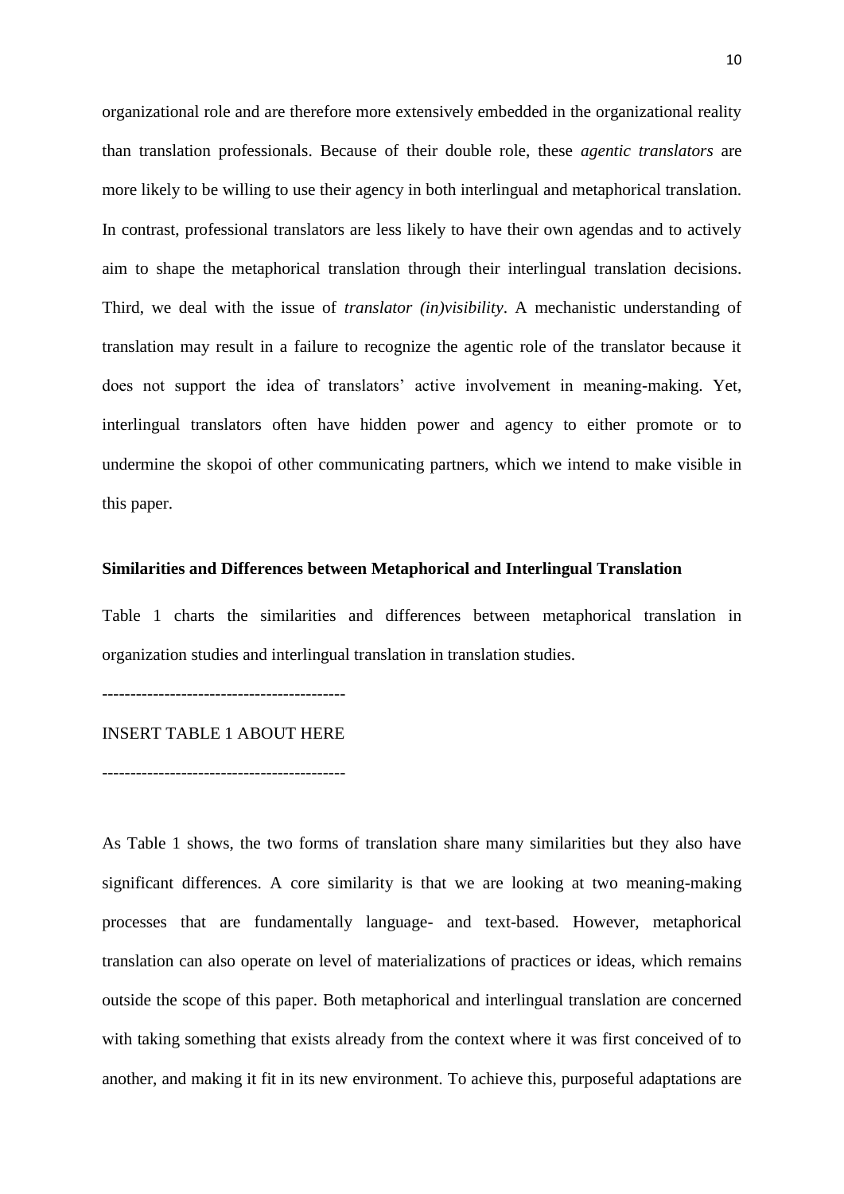organizational role and are therefore more extensively embedded in the organizational reality than translation professionals. Because of their double role, these *agentic translators* are more likely to be willing to use their agency in both interlingual and metaphorical translation. In contrast, professional translators are less likely to have their own agendas and to actively aim to shape the metaphorical translation through their interlingual translation decisions. Third, we deal with the issue of *translator (in)visibility*. A mechanistic understanding of translation may result in a failure to recognize the agentic role of the translator because it does not support the idea of translators' active involvement in meaning-making. Yet, interlingual translators often have hidden power and agency to either promote or to undermine the skopoi of other communicating partners, which we intend to make visible in this paper.

## Similarities and Differences between Metaphorical and Interlingual Translation

Table 1 charts the similarities and differences between metaphorical translation in organization studies and interlingual translation in translation studies.

------------------------------------------

INSERT TABLE 1 ABOUT HERE

------------------------------------------

As Table 1 shows, the two forms of translation share many similarities but they also have significant differences. A core similarity is that we are looking at two meaning-making processes that are fundamentally language- and text-based. However, metaphorical translation can also operate on level of materializations of practices or ideas, which remains outside the scope of this paper. Both metaphorical and interlingual translation are concerned with taking something that exists already from the context where it was first conceived of to another, and making it fit in its new environment. To achieve this, purposeful adaptations are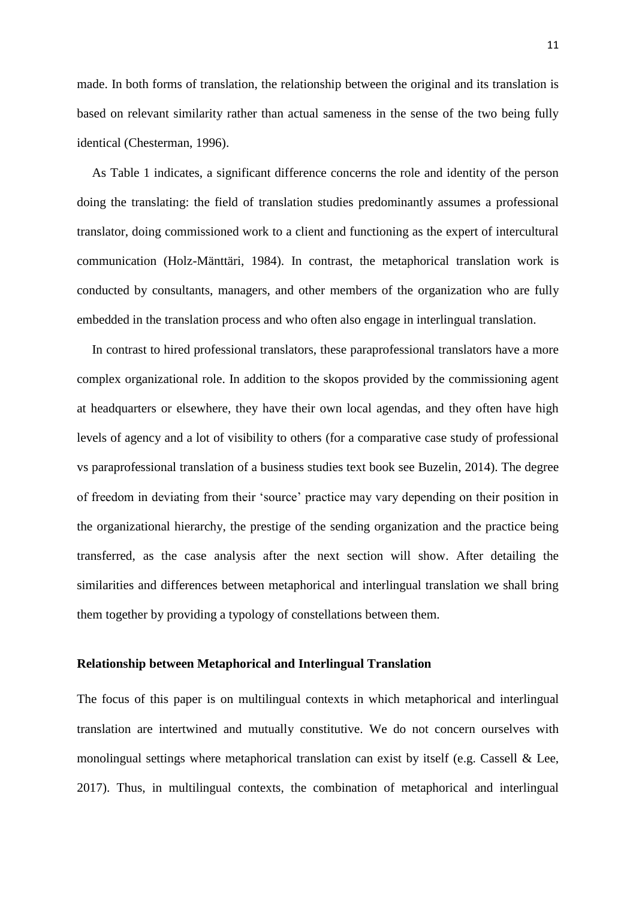made. In both forms of translation, the relationship between the original and its translation is based on relevant similarity rather than actual sameness in the sense of the two being fully identical (Chesterman, 1996).

As Table 1 indicates, a significant difference concerns the role and identity of the person doing the translating: the field of translation studies predominantly assumes a professional translator, doing commissioned work to a client and functioning as the expert of intercultural communication (Holz-Mänttäri, 1984). In contrast, the metaphorical translation work is conducted by consultants, managers, and other members of the organization who are fully embedded in the translation process and who often also engage in interlingual translation.

In contrast to hired professional translators, these paraprofessional translators have a more complex organizational role. In addition to the skopos provided by the commissioning agent at headquarters or elsewhere, they have their own local agendas, and they often have high levels of agency and a lot of visibility to others (for a comparative case study of professional vs paraprofessional translation of a business studies text book see Buzelin, 2014). The degree of freedom in deviating from their 'source' practice may vary depending on their position in the organizational hierarchy, the prestige of the sending organization and the practice being transferred, as the case analysis after the next section will show. After detailing the similarities and differences between metaphorical and interlingual translation we shall bring them together by providing a typology of constellations between them.

## Relationship between Metaphorical and Interlingual Translation

The focus of this paper is on multilingual contexts in which metaphorical and interlingual translation are intertwined and mutually constitutive. We do not concern ourselves with monolingual settings where metaphorical translation can exist by itself (e.g. Cassell & Lee, 2017). Thus, in multilingual contexts, the combination of metaphorical and interlingual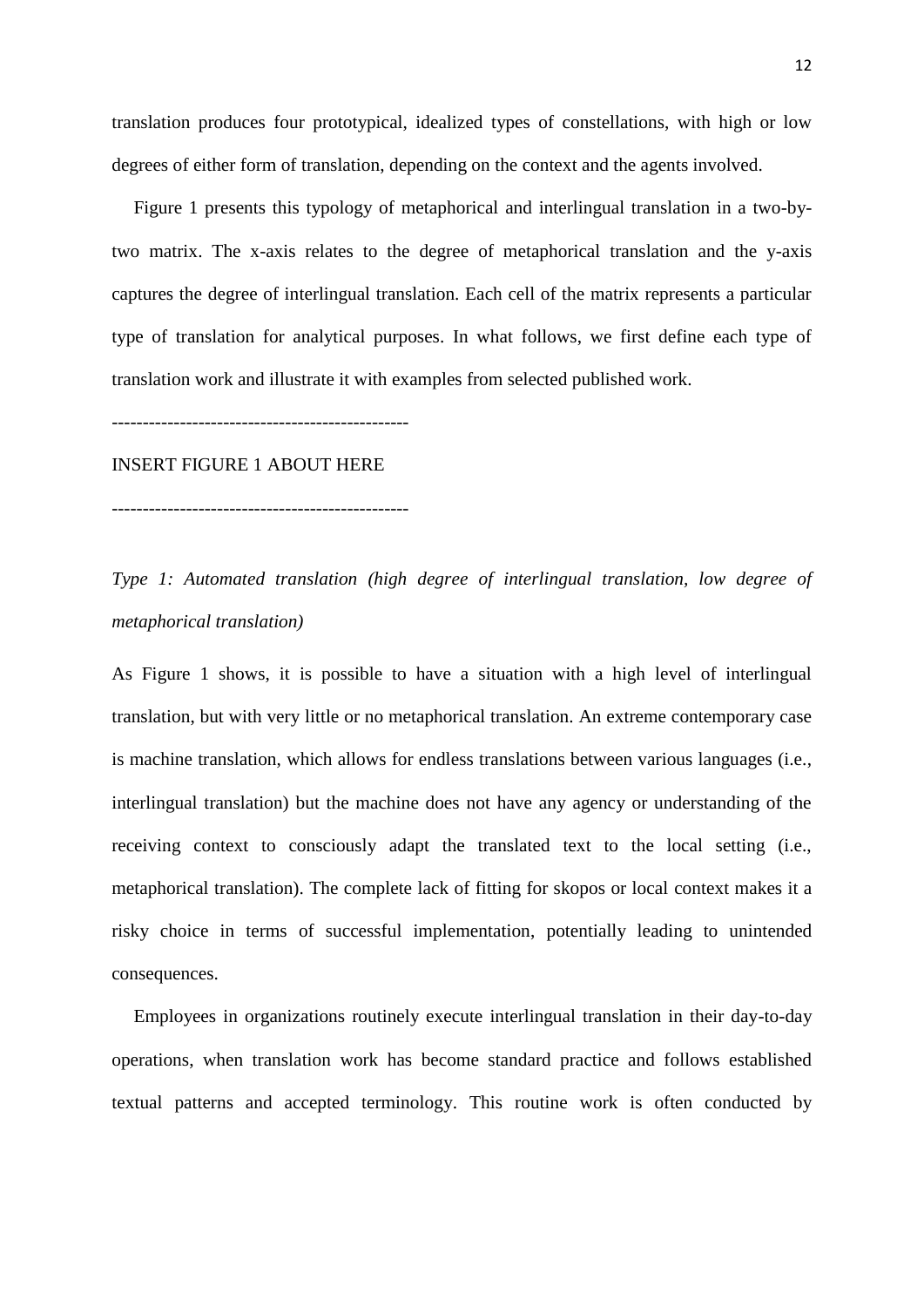translation produces four prototypical, idealized types of constellations, with high or low degrees of either form of translation, depending on the context and the agents involved.

Figure 1 presents this typology of metaphorical and interlingual translation in a two-by-two matrix. The x-axis relates to the degree of metaphorical translation and the y-axis captures the degree of interlingual translation. Each cell of the matrix represents a particular type of translation for analytical purposes. In what follows, we first define each type of translation work and illustrate it with examples from selected published work.

-----------------------------------------------

INSERT FIGURE 1 ABOUT HERE

-----------------------------------------------

*Type 1: Automated translation (high degree of interlingual translation, low degree of metaphorical translation)*

As Figure 1 shows, it is possible to have a situation with a high level of interlingual translation, but with very little or no metaphorical translation. An extreme contemporary case is machine translation, which allows for endless translations between various languages (i.e., interlingual translation) but the machine does not have any agency or understanding of the receiving context to consciously adapt the translated text to the local setting (i.e., metaphorical translation). The complete lack of fitting for skopos or local context makes it a risky choice in terms of successful implementation, potentially leading to unintended consequences.

Employees in organizations routinely execute interlingual translation in their day-to-day operations, when translation work has become standard practice and follows established textual patterns and accepted terminology. This routine work is often conducted by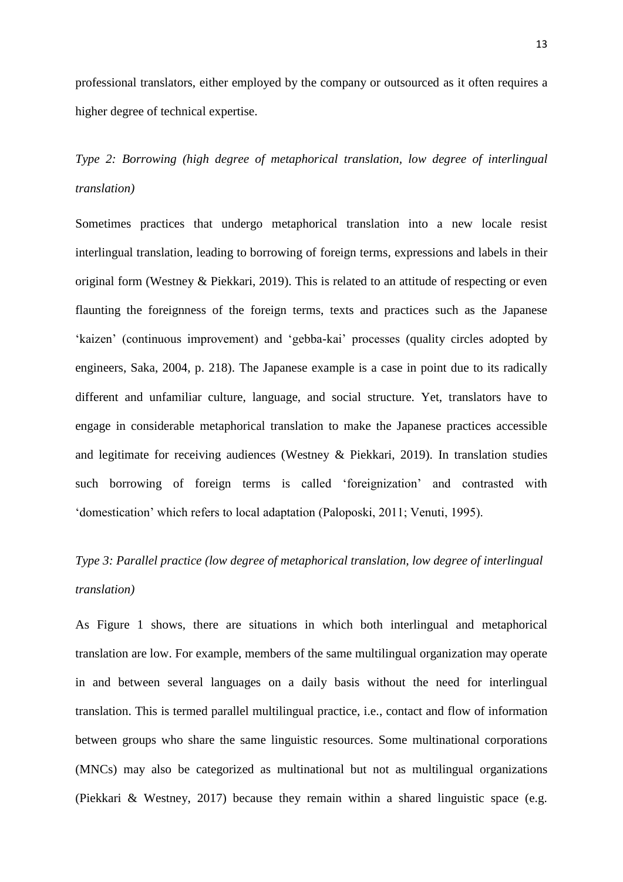professional translators, either employed by the company or outsourced as it often requires a higher degree of technical expertise.

*Type 2: Borrowing (high degree of metaphorical translation, low degree of interlingual translation)*

Sometimes practices that undergo metaphorical translation into a new locale resist interlingual translation, leading to borrowing of foreign terms, expressions and labels in their original form (Westney & Piekkari, 2019). This is related to an attitude of respecting or even flaunting the foreignness of the foreign terms, texts and practices such as the Japanese 'kaizen' (continuous improvement) and 'gebba-kai' processes (quality circles adopted by engineers, Saka, 2004, p. 218). The Japanese example is a case in point due to its radically different and unfamiliar culture, language, and social structure. Yet, translators have to engage in considerable metaphorical translation to make the Japanese practices accessible and legitimate for receiving audiences (Westney & Piekkari, 2019). In translation studies such borrowing of foreign terms is called 'foreignization' and contrasted with 'domestication' which refers to local adaptation (Paloposki, 2011; Venuti, 1995).

*Type 3: Parallel practice (low degree of metaphorical translation, low degree of interlingual translation)*

As Figure 1 shows, there are situations in which both interlingual and metaphorical translation are low. For example, members of the same multilingual organization may operate in and between several languages on a daily basis without the need for interlingual translation. This is termed parallel multilingual practice, i.e., contact and flow of information between groups who share the same linguistic resources. Some multinational corporations (MNCs) may also be categorized as multinational but not as multilingual organizations (Piekkari & Westney, 2017) because they remain within a shared linguistic space (e.g.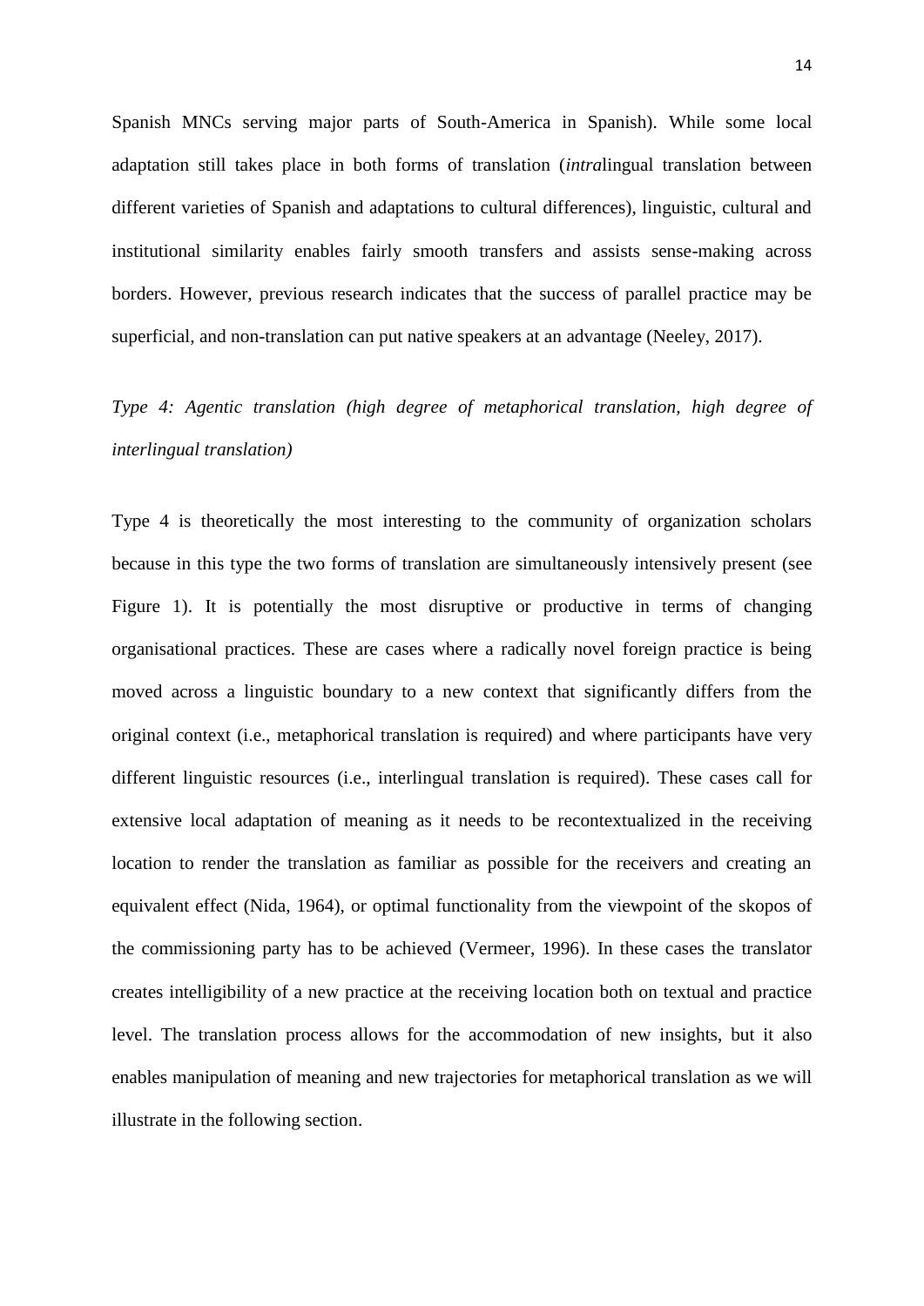Spanish MNCs serving major parts of South-America in Spanish). While some local adaptation still takes place in both forms of translation (*intra*lingual translation between different varieties of Spanish and adaptations to cultural differences), linguistic, cultural and institutional similarity enables fairly smooth transfers and assists sense-making across borders. However, previous research indicates that the success of parallel practice may be superficial, and non-translation can put native speakers at an advantage (Neeley, 2017).

*Type 4: Agentic translation (high degree of metaphorical translation, high degree of interlingual translation)*

Type 4 is theoretically the most interesting to the community of organization scholars because in this type the two forms of translation are simultaneously intensively present (see Figure 1). It is potentially the most disruptive or productive in terms of changing organisational practices. These are cases where a radically novel foreign practice is being moved across a linguistic boundary to a new context that significantly differs from the original context (i.e., metaphorical translation is required) and where participants have very different linguistic resources (i.e., interlingual translation is required). These cases call for extensive local adaptation of meaning as it needs to be recontextualized in the receiving location to render the translation as familiar as possible for the receivers and creating an equivalent effect (Nida, 1964), or optimal functionality from the viewpoint of the skopos of the commissioning party has to be achieved (Vermeer, 1996). In these cases the translator creates intelligibility of a new practice at the receiving location both on textual and practice level. The translation process allows for the accommodation of new insights, but it also enables manipulation of meaning and new trajectories for metaphorical translation as we will illustrate in the following section.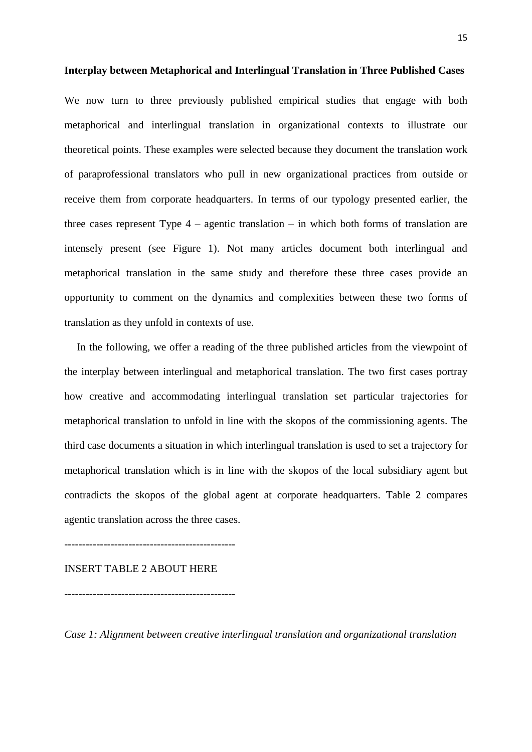## Interplay between Metaphorical and Interlingual Translation in Three Published Cases

We now turn to three previously published empirical studies that engage with both metaphorical and interlingual translation in organizational contexts to illustrate our theoretical points. These examples were selected because they document the translation work of paraprofessional translators who pull in new organizational practices from outside or receive them from corporate headquarters. In terms of our typology presented earlier, the three cases represent Type 4 – agentic translation – in which both forms of translation are intensely present (see Figure 1). Not many articles document both interlingual and metaphorical translation in the same study and therefore these three cases provide an opportunity to comment on the dynamics and complexities between these two forms of translation as they unfold in contexts of use.

In the following, we offer a reading of the three published articles from the viewpoint of the interplay between interlingual and metaphorical translation. The two first cases portray how creative and accommodating interlingual translation set particular trajectories for metaphorical translation to unfold in line with the skopos of the commissioning agents. The third case documents a situation in which interlingual translation is used to set a trajectory for metaphorical translation which is in line with the skopos of the local subsidiary agent but contradicts the skopos of the global agent at corporate headquarters. Table 2 compares agentic translation across the three cases.

-----------------------------------------------

INSERT TABLE 2 ABOUT HERE

-----------------------------------------------

*Case 1: Alignment between creative interlingual translation and organizational translation*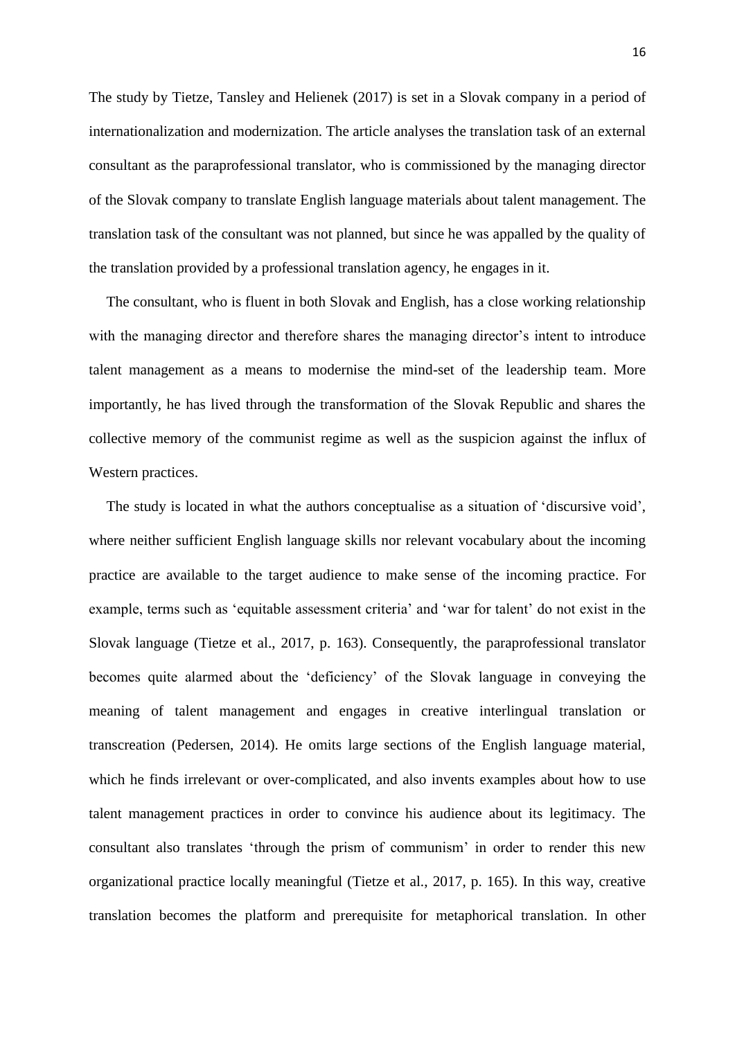The study by Tietze, Tansley and Helienek (2017) is set in a Slovak company in a period of internationalization and modernization. The article analyses the translation task of an external consultant as the paraprofessional translator, who is commissioned by the managing director of the Slovak company to translate English language materials about talent management. The translation task of the consultant was not planned, but since he was appalled by the quality of the translation provided by a professional translation agency, he engages in it.

The consultant, who is fluent in both Slovak and English, has a close working relationship with the managing director and therefore shares the managing director's intent to introduce talent management as a means to modernise the mind-set of the leadership team. More importantly, he has lived through the transformation of the Slovak Republic and shares the collective memory of the communist regime as well as the suspicion against the influx of Western practices.

The study is located in what the authors conceptualise as a situation of 'discursive void', where neither sufficient English language skills nor relevant vocabulary about the incoming practice are available to the target audience to make sense of the incoming practice. For example, terms such as 'equitable assessment criteria' and 'war for talent' do not exist in the Slovak language (Tietze et al., 2017, p. 163). Consequently, the paraprofessional translator becomes quite alarmed about the 'deficiency' of the Slovak language in conveying the meaning of talent management and engages in creative interlingual translation or transcreation (Pedersen, 2014). He omits large sections of the English language material, which he finds irrelevant or over-complicated, and also invents examples about how to use talent management practices in order to convince his audience about its legitimacy. The consultant also translates 'through the prism of communism' in order to render this new organizational practice locally meaningful (Tietze et al., 2017, p. 165). In this way, creative translation becomes the platform and prerequisite for metaphorical translation. In other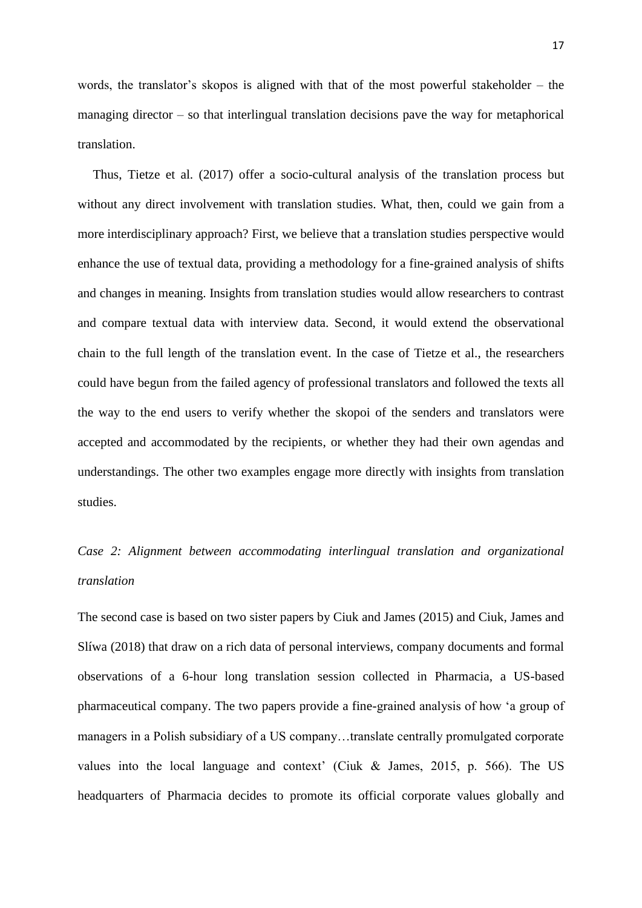words, the translator's skopos is aligned with that of the most powerful stakeholder – the managing director – so that interlingual translation decisions pave the way for metaphorical translation.

Thus, Tietze et al. (2017) offer a socio-cultural analysis of the translation process but without any direct involvement with translation studies. What, then, could we gain from a more interdisciplinary approach? First, we believe that a translation studies perspective would enhance the use of textual data, providing a methodology for a fine-grained analysis of shifts and changes in meaning. Insights from translation studies would allow researchers to contrast and compare textual data with interview data. Second, it would extend the observational chain to the full length of the translation event. In the case of Tietze et al., the researchers could have begun from the failed agency of professional translators and followed the texts all the way to the end users to verify whether the skopoi of the senders and translators were accepted and accommodated by the recipients, or whether they had their own agendas and understandings. The other two examples engage more directly with insights from translation studies.

### *Case 2: Alignment between accommodating interlingual translation and organizational translation*

The second case is based on two sister papers by Ciuk and James (2015) and Ciuk, James and Slíwa (2018) that draw on a rich data of personal interviews, company documents and formal observations of a 6-hour long translation session collected in Pharmacia, a US-based pharmaceutical company. The two papers provide a fine-grained analysis of how 'a group of managers in a Polish subsidiary of a US company…translate centrally promulgated corporate values into the local language and context' (Ciuk & James, 2015, p. 566). The US headquarters of Pharmacia decides to promote its official corporate values globally and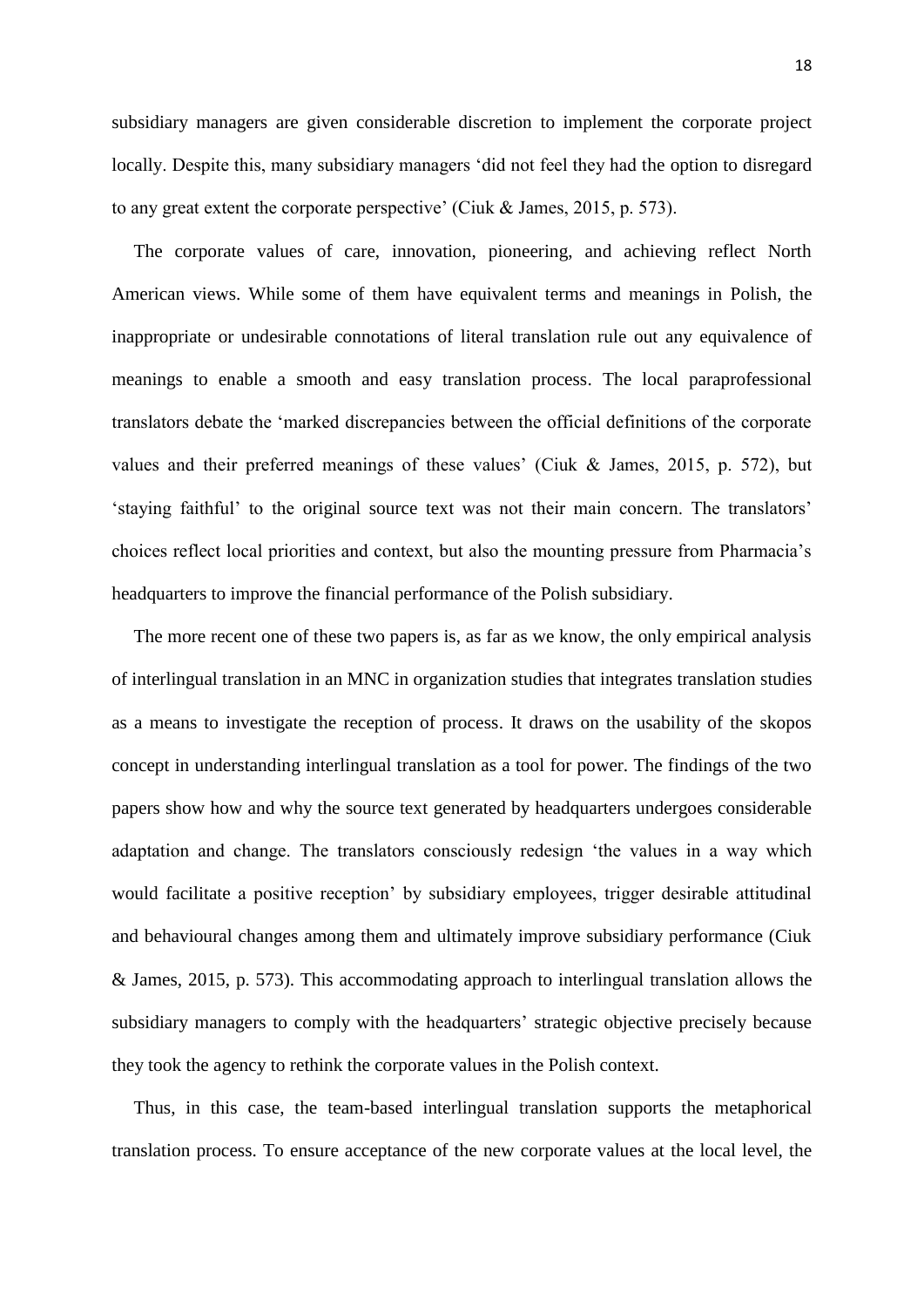subsidiary managers are given considerable discretion to implement the corporate project locally. Despite this, many subsidiary managers 'did not feel they had the option to disregard to any great extent the corporate perspective' (Ciuk & James, 2015, p. 573).

The corporate values of care, innovation, pioneering, and achieving reflect North American views. While some of them have equivalent terms and meanings in Polish, the inappropriate or undesirable connotations of literal translation rule out any equivalence of meanings to enable a smooth and easy translation process. The local paraprofessional translators debate the 'marked discrepancies between the official definitions of the corporate values and their preferred meanings of these values' (Ciuk & James, 2015, p. 572), but 'staying faithful' to the original source text was not their main concern. The translators' choices reflect local priorities and context, but also the mounting pressure from Pharmacia's headquarters to improve the financial performance of the Polish subsidiary.

The more recent one of these two papers is, as far as we know, the only empirical analysis of interlingual translation in an MNC in organization studies that integrates translation studies as a means to investigate the reception of process. It draws on the usability of the skopos concept in understanding interlingual translation as a tool for power. The findings of the two papers show how and why the source text generated by headquarters undergoes considerable adaptation and change. The translators consciously redesign 'the values in a way which would facilitate a positive reception' by subsidiary employees, trigger desirable attitudinal and behavioural changes among them and ultimately improve subsidiary performance (Ciuk & James, 2015, p. 573). This accommodating approach to interlingual translation allows the subsidiary managers to comply with the headquarters' strategic objective precisely because they took the agency to rethink the corporate values in the Polish context.

Thus, in this case, the team-based interlingual translation supports the metaphorical translation process. To ensure acceptance of the new corporate values at the local level, the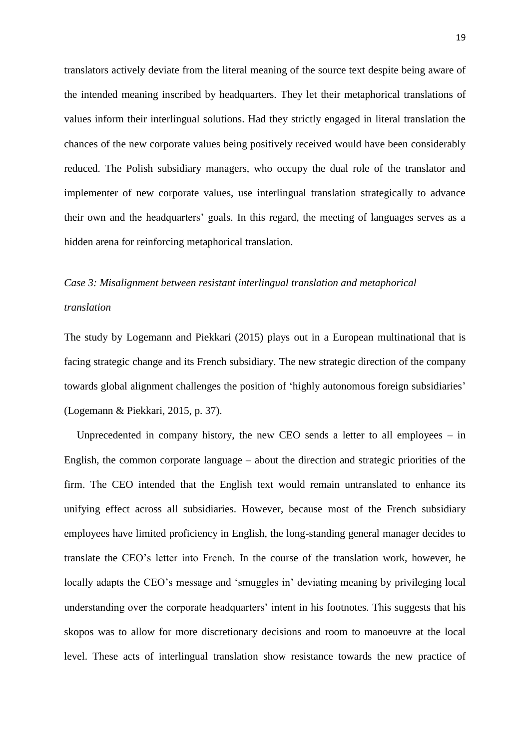translators actively deviate from the literal meaning of the source text despite being aware of the intended meaning inscribed by headquarters. They let their metaphorical translations of values inform their interlingual solutions. Had they strictly engaged in literal translation the chances of the new corporate values being positively received would have been considerably reduced. The Polish subsidiary managers, who occupy the dual role of the translator and implementer of new corporate values, use interlingual translation strategically to advance their own and the headquarters' goals. In this regard, the meeting of languages serves as a hidden arena for reinforcing metaphorical translation.

*Case 3: Misalignment between resistant interlingual translation and metaphorical translation*

The study by Logemann and Piekkari (2015) plays out in a European multinational that is facing strategic change and its French subsidiary. The new strategic direction of the company towards global alignment challenges the position of 'highly autonomous foreign subsidiaries' (Logemann & Piekkari, 2015, p. 37).

Unprecedented in company history, the new CEO sends a letter to all employees – in English, the common corporate language – about the direction and strategic priorities of the firm. The CEO intended that the English text would remain untranslated to enhance its unifying effect across all subsidiaries. However, because most of the French subsidiary employees have limited proficiency in English, the long-standing general manager decides to translate the CEO's letter into French. In the course of the translation work, however, he locally adapts the CEO's message and 'smuggles in' deviating meaning by privileging local understanding over the corporate headquarters' intent in his footnotes. This suggests that his skopos was to allow for more discretionary decisions and room to manoeuvre at the local level. These acts of interlingual translation show resistance towards the new practice of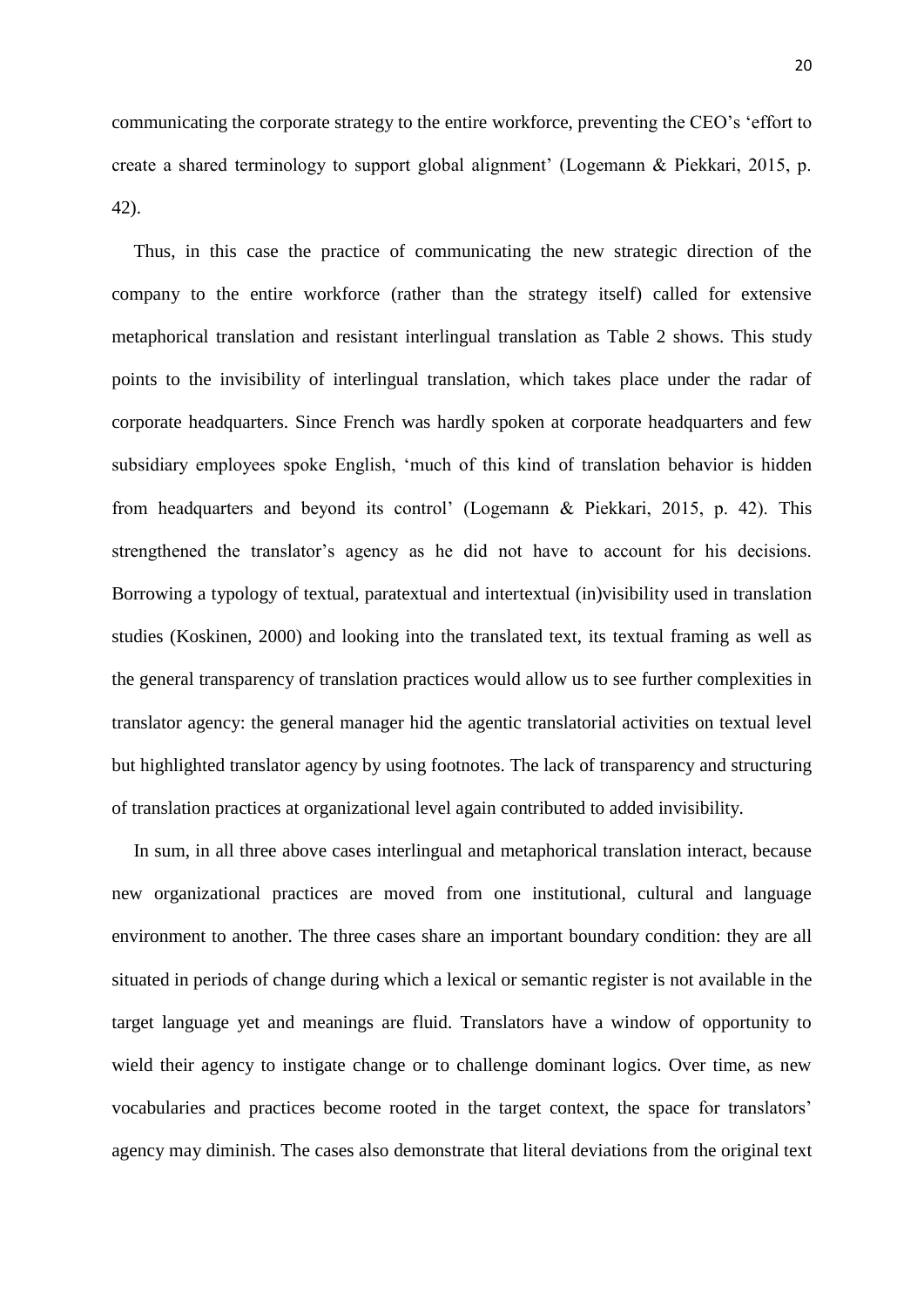communicating the corporate strategy to the entire workforce, preventing the CEO's 'effort to create a shared terminology to support global alignment' (Logemann & Piekkari, 2015, p. 42).

Thus, in this case the practice of communicating the new strategic direction of the company to the entire workforce (rather than the strategy itself) called for extensive metaphorical translation and resistant interlingual translation as Table 2 shows. This study points to the invisibility of interlingual translation, which takes place under the radar of corporate headquarters. Since French was hardly spoken at corporate headquarters and few subsidiary employees spoke English, 'much of this kind of translation behavior is hidden from headquarters and beyond its control' (Logemann & Piekkari, 2015, p. 42). This strengthened the translator's agency as he did not have to account for his decisions. Borrowing a typology of textual, paratextual and intertextual (in)visibility used in translation studies (Koskinen, 2000) and looking into the translated text, its textual framing as well as the general transparency of translation practices would allow us to see further complexities in translator agency: the general manager hid the agentic translatorial activities on textual level but highlighted translator agency by using footnotes. The lack of transparency and structuring of translation practices at organizational level again contributed to added invisibility.

In sum, in all three above cases interlingual and metaphorical translation interact, because new organizational practices are moved from one institutional, cultural and language environment to another. The three cases share an important boundary condition: they are all situated in periods of change during which a lexical or semantic register is not available in the target language yet and meanings are fluid. Translators have a window of opportunity to wield their agency to instigate change or to challenge dominant logics. Over time, as new vocabularies and practices become rooted in the target context, the space for translators' agency may diminish. The cases also demonstrate that literal deviations from the original text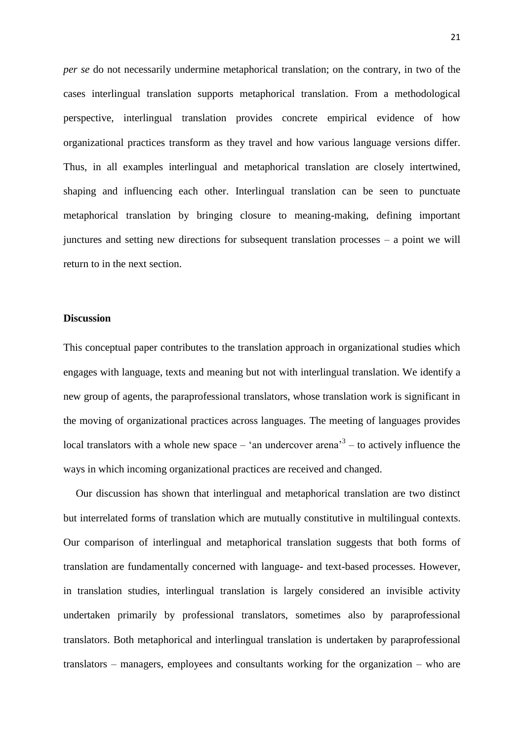*per se* do not necessarily undermine metaphorical translation; on the contrary, in two of the cases interlingual translation supports metaphorical translation. From a methodological perspective, interlingual translation provides concrete empirical evidence of how organizational practices transform as they travel and how various language versions differ. Thus, in all examples interlingual and metaphorical translation are closely intertwined, shaping and influencing each other. Interlingual translation can be seen to punctuate metaphorical translation by bringing closure to meaning-making, defining important junctures and setting new directions for subsequent translation processes – a point we will return to in the next section.

**Discussion**

This conceptual paper contributes to the translation approach in organizational studies which engages with language, texts and meaning but not with interlingual translation. We identify a new group of agents, the paraprofessional translators, whose translation work is significant in the moving of organizational practices across languages. The meeting of languages provides local translators with a whole new space – 'an undercover arena'[3] – to actively influence the ways in which incoming organizational practices are received and changed.

Our discussion has shown that interlingual and metaphorical translation are two distinct but interrelated forms of translation which are mutually constitutive in multilingual contexts. Our comparison of interlingual and metaphorical translation suggests that both forms of translation are fundamentally concerned with language- and text-based processes. However, in translation studies, interlingual translation is largely considered an invisible activity undertaken primarily by professional translators, sometimes also by paraprofessional translators. Both metaphorical and interlingual translation is undertaken by paraprofessional translators – managers, employees and consultants working for the organization – who are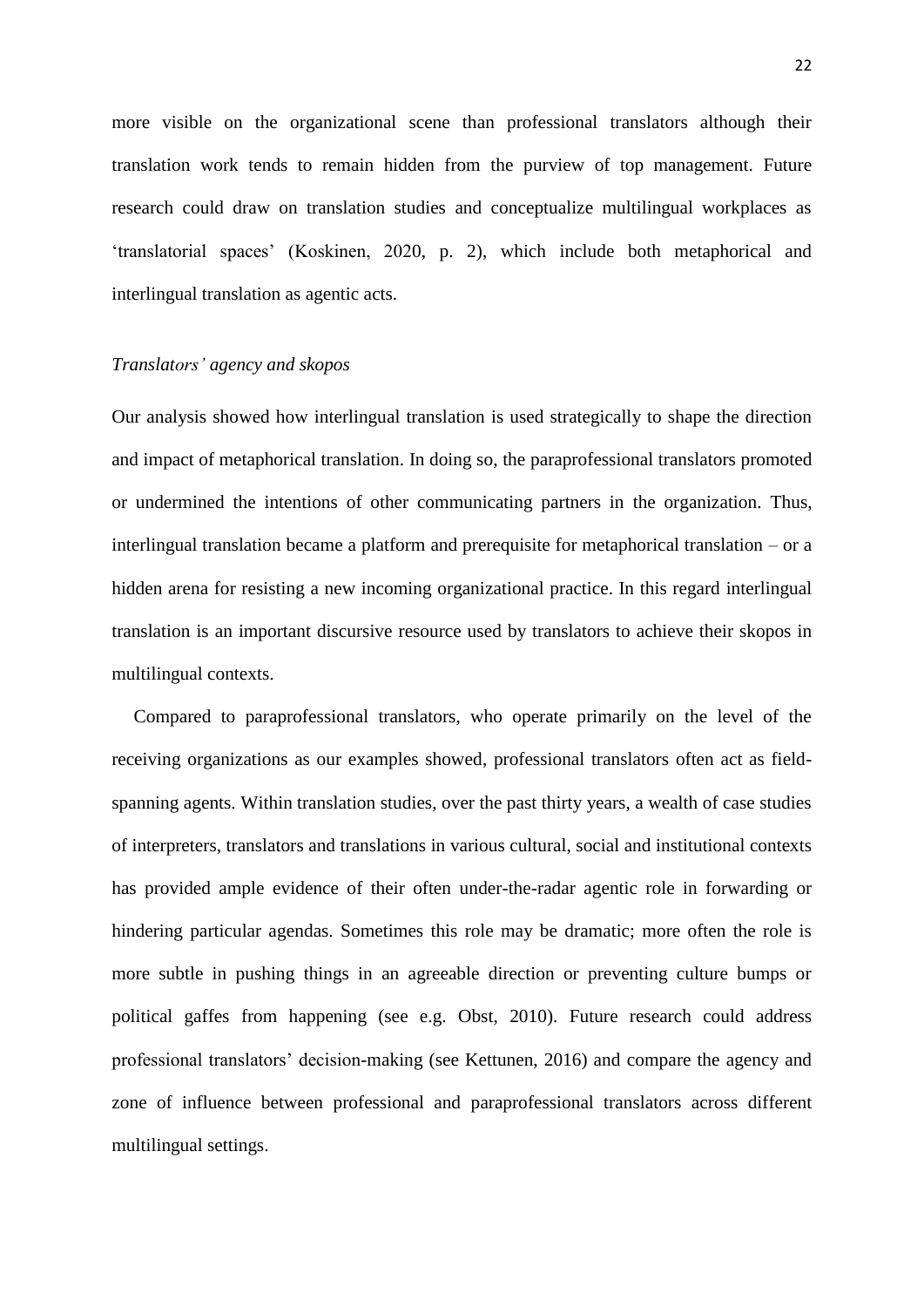more visible on the organizational scene than professional translators although their translation work tends to remain hidden from the purview of top management. Future research could draw on translation studies and conceptualize multilingual workplaces as 'translatorial spaces' (Koskinen, 2020, p. 2), which include both metaphorical and interlingual translation as agentic acts.

*Translators' agency and skopos*

Our analysis showed how interlingual translation is used strategically to shape the direction and impact of metaphorical translation. In doing so, the paraprofessional translators promoted or undermined the intentions of other communicating partners in the organization. Thus, interlingual translation became a platform and prerequisite for metaphorical translation – or a hidden arena for resisting a new incoming organizational practice. In this regard interlingual translation is an important discursive resource used by translators to achieve their skopos in multilingual contexts.

Compared to paraprofessional translators, who operate primarily on the level of the receiving organizations as our examples showed, professional translators often act as field-spanning agents. Within translation studies, over the past thirty years, a wealth of case studies of interpreters, translators and translations in various cultural, social and institutional contexts has provided ample evidence of their often under-the-radar agentic role in forwarding or hindering particular agendas. Sometimes this role may be dramatic; more often the role is more subtle in pushing things in an agreeable direction or preventing culture bumps or political gaffes from happening (see e.g. Obst, 2010). Future research could address professional translators' decision-making (see Kettunen, 2016) and compare the agency and zone of influence between professional and paraprofessional translators across different multilingual settings.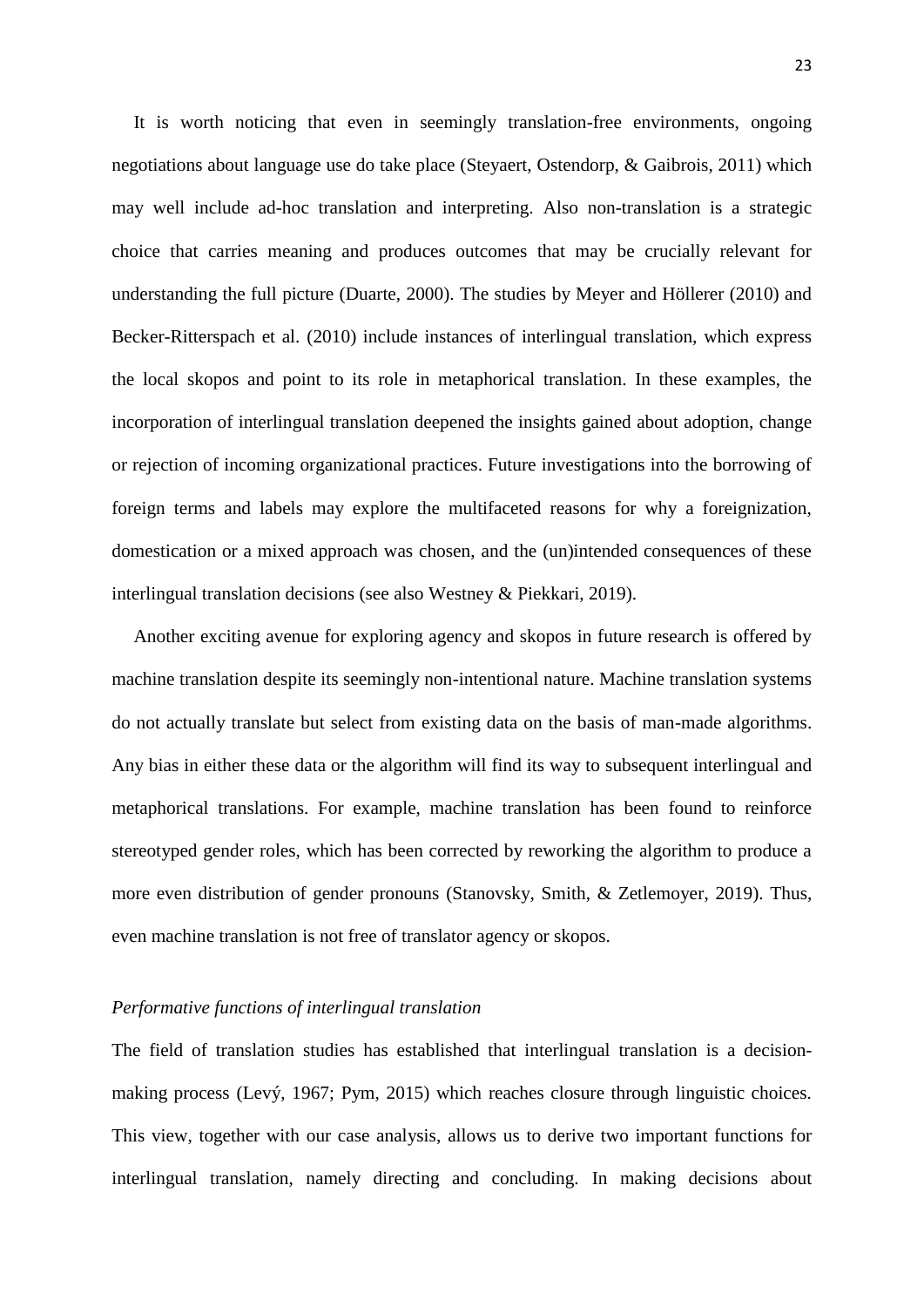It is worth noticing that even in seemingly translation-free environments, ongoing negotiations about language use do take place (Steyaert, Ostendorp, & Gaibrois, 2011) which may well include ad-hoc translation and interpreting. Also non-translation is a strategic choice that carries meaning and produces outcomes that may be crucially relevant for understanding the full picture (Duarte, 2000). The studies by Meyer and Höllerer (2010) and Becker-Ritterspach et al. (2010) include instances of interlingual translation, which express the local skopos and point to its role in metaphorical translation. In these examples, the incorporation of interlingual translation deepened the insights gained about adoption, change or rejection of incoming organizational practices. Future investigations into the borrowing of foreign terms and labels may explore the multifaceted reasons for why a foreignization, domestication or a mixed approach was chosen, and the (un)intended consequences of these interlingual translation decisions (see also Westney & Piekkari, 2019).

Another exciting avenue for exploring agency and skopos in future research is offered by machine translation despite its seemingly non-intentional nature. Machine translation systems do not actually translate but select from existing data on the basis of man-made algorithms. Any bias in either these data or the algorithm will find its way to subsequent interlingual and metaphorical translations. For example, machine translation has been found to reinforce stereotyped gender roles, which has been corrected by reworking the algorithm to produce a more even distribution of gender pronouns (Stanovsky, Smith, & Zetlemoyer, 2019). Thus, even machine translation is not free of translator agency or skopos.

### *Performative functions of interlingual translation*

The field of translation studies has established that interlingual translation is a decision-making process (Levý, 1967; Pym, 2015) which reaches closure through linguistic choices. This view, together with our case analysis, allows us to derive two important functions for interlingual translation, namely directing and concluding. In making decisions about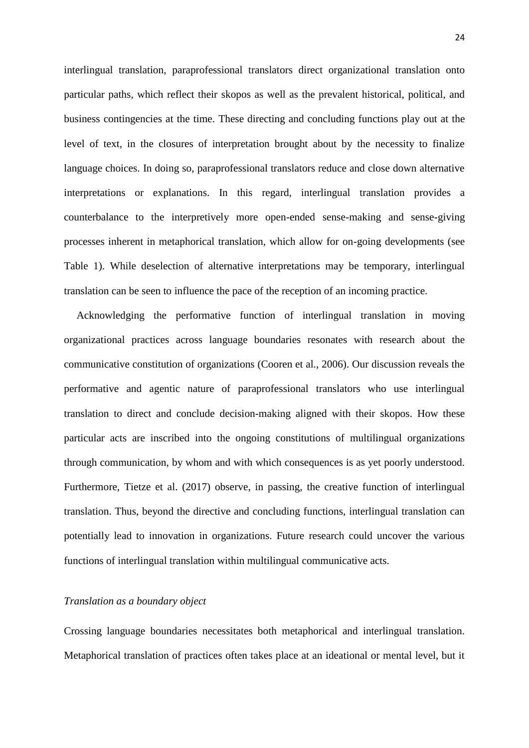interlingual translation, paraprofessional translators direct organizational translation onto particular paths, which reflect their skopos as well as the prevalent historical, political, and business contingencies at the time. These directing and concluding functions play out at the level of text, in the closures of interpretation brought about by the necessity to finalize language choices. In doing so, paraprofessional translators reduce and close down alternative interpretations or explanations. In this regard, interlingual translation provides a counterbalance to the interpretively more open-ended sense-making and sense-giving processes inherent in metaphorical translation, which allow for on-going developments (see Table 1). While deselection of alternative interpretations may be temporary, interlingual translation can be seen to influence the pace of the reception of an incoming practice.

Acknowledging the performative function of interlingual translation in moving organizational practices across language boundaries resonates with research about the communicative constitution of organizations (Cooren et al., 2006). Our discussion reveals the performative and agentic nature of paraprofessional translators who use interlingual translation to direct and conclude decision-making aligned with their skopos. How these particular acts are inscribed into the ongoing constitutions of multilingual organizations through communication, by whom and with which consequences is as yet poorly understood. Furthermore, Tietze et al. (2017) observe, in passing, the creative function of interlingual translation. Thus, beyond the directive and concluding functions, interlingual translation can potentially lead to innovation in organizations. Future research could uncover the various functions of interlingual translation within multilingual communicative acts.

### *Translation as a boundary object*

Crossing language boundaries necessitates both metaphorical and interlingual translation. Metaphorical translation of practices often takes place at an ideational or mental level, but it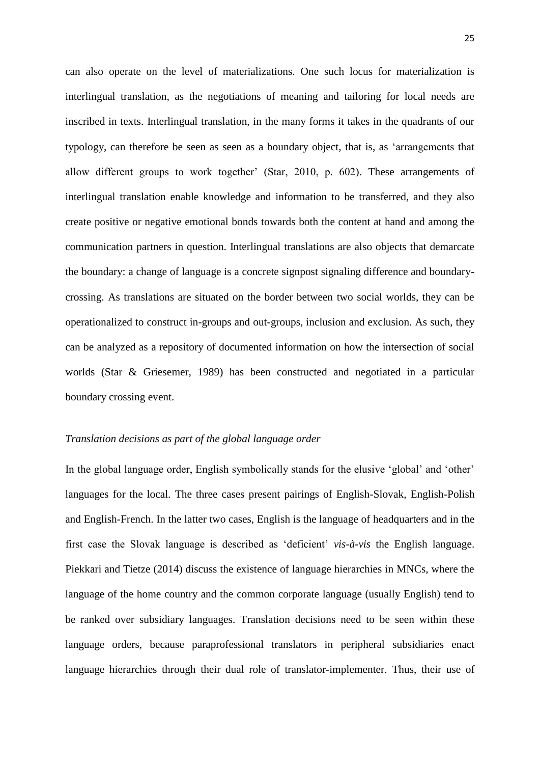can also operate on the level of materializations. One such locus for materialization is interlingual translation, as the negotiations of meaning and tailoring for local needs are inscribed in texts. Interlingual translation, in the many forms it takes in the quadrants of our typology, can therefore be seen as seen as a boundary object, that is, as 'arrangements that allow different groups to work together' (Star, 2010, p. 602). These arrangements of interlingual translation enable knowledge and information to be transferred, and they also create positive or negative emotional bonds towards both the content at hand and among the communication partners in question. Interlingual translations are also objects that demarcate the boundary: a change of language is a concrete signpost signaling difference and boundary-crossing. As translations are situated on the border between two social worlds, they can be operationalized to construct in-groups and out-groups, inclusion and exclusion. As such, they can be analyzed as a repository of documented information on how the intersection of social worlds (Star & Griesemer, 1989) has been constructed and negotiated in a particular boundary crossing event.

*Translation decisions as part of the global language order*

In the global language order, English symbolically stands for the elusive 'global' and 'other' languages for the local. The three cases present pairings of English-Slovak, English-Polish and English-French. In the latter two cases, English is the language of headquarters and in the first case the Slovak language is described as 'deficient' *vis-à-vis* the English language. Piekkari and Tietze (2014) discuss the existence of language hierarchies in MNCs, where the language of the home country and the common corporate language (usually English) tend to be ranked over subsidiary languages. Translation decisions need to be seen within these language orders, because paraprofessional translators in peripheral subsidiaries enact language hierarchies through their dual role of translator-implementer. Thus, their use of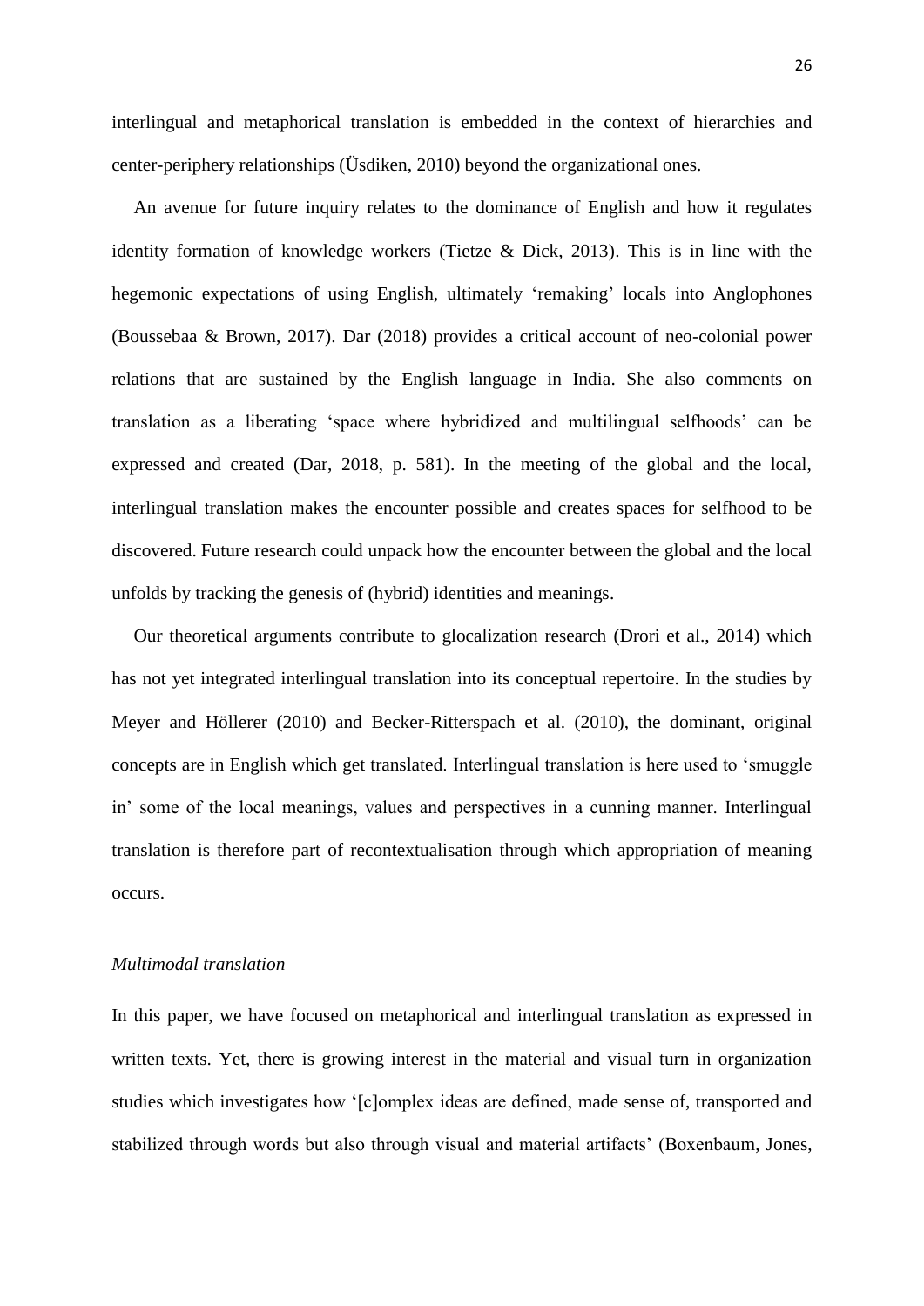interlingual and metaphorical translation is embedded in the context of hierarchies and center-periphery relationships (Üsdiken, 2010) beyond the organizational ones.

An avenue for future inquiry relates to the dominance of English and how it regulates identity formation of knowledge workers (Tietze & Dick, 2013). This is in line with the hegemonic expectations of using English, ultimately 'remaking' locals into Anglophones (Boussebaa & Brown, 2017). Dar (2018) provides a critical account of neo-colonial power relations that are sustained by the English language in India. She also comments on translation as a liberating 'space where hybridized and multilingual selfhoods' can be expressed and created (Dar, 2018, p. 581). In the meeting of the global and the local, interlingual translation makes the encounter possible and creates spaces for selfhood to be discovered. Future research could unpack how the encounter between the global and the local unfolds by tracking the genesis of (hybrid) identities and meanings.

Our theoretical arguments contribute to glocalization research (Drori et al., 2014) which has not yet integrated interlingual translation into its conceptual repertoire. In the studies by Meyer and Höllerer (2010) and Becker-Ritterspach et al. (2010), the dominant, original concepts are in English which get translated. Interlingual translation is here used to 'smuggle in' some of the local meanings, values and perspectives in a cunning manner. Interlingual translation is therefore part of recontextualisation through which appropriation of meaning occurs.

*Multimodal translation*

In this paper, we have focused on metaphorical and interlingual translation as expressed in written texts. Yet, there is growing interest in the material and visual turn in organization studies which investigates how '[c]omplex ideas are defined, made sense of, transported and stabilized through words but also through visual and material artifacts' (Boxenbaum, Jones,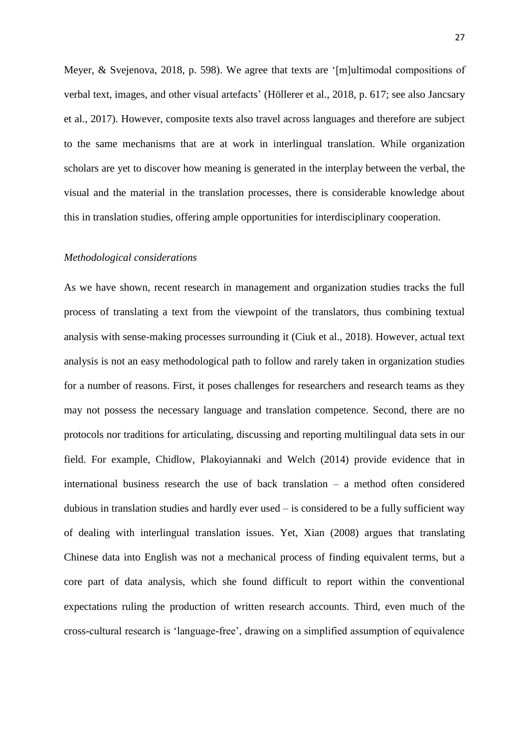Meyer, & Svejenova, 2018, p. 598). We agree that texts are '[m]ultimodal compositions of verbal text, images, and other visual artefacts' (Höllerer et al., 2018, p. 617; see also Jancsary et al., 2017). However, composite texts also travel across languages and therefore are subject to the same mechanisms that are at work in interlingual translation. While organization scholars are yet to discover how meaning is generated in the interplay between the verbal, the visual and the material in the translation processes, there is considerable knowledge about this in translation studies, offering ample opportunities for interdisciplinary cooperation.

*Methodological considerations*

As we have shown, recent research in management and organization studies tracks the full process of translating a text from the viewpoint of the translators, thus combining textual analysis with sense-making processes surrounding it (Ciuk et al., 2018). However, actual text analysis is not an easy methodological path to follow and rarely taken in organization studies for a number of reasons. First, it poses challenges for researchers and research teams as they may not possess the necessary language and translation competence. Second, there are no protocols nor traditions for articulating, discussing and reporting multilingual data sets in our field. For example, Chidlow, Plakoyiannaki and Welch (2014) provide evidence that in international business research the use of back translation – a method often considered dubious in translation studies and hardly ever used – is considered to be a fully sufficient way of dealing with interlingual translation issues. Yet, Xian (2008) argues that translating Chinese data into English was not a mechanical process of finding equivalent terms, but a core part of data analysis, which she found difficult to report within the conventional expectations ruling the production of written research accounts. Third, even much of the cross-cultural research is 'language-free', drawing on a simplified assumption of equivalence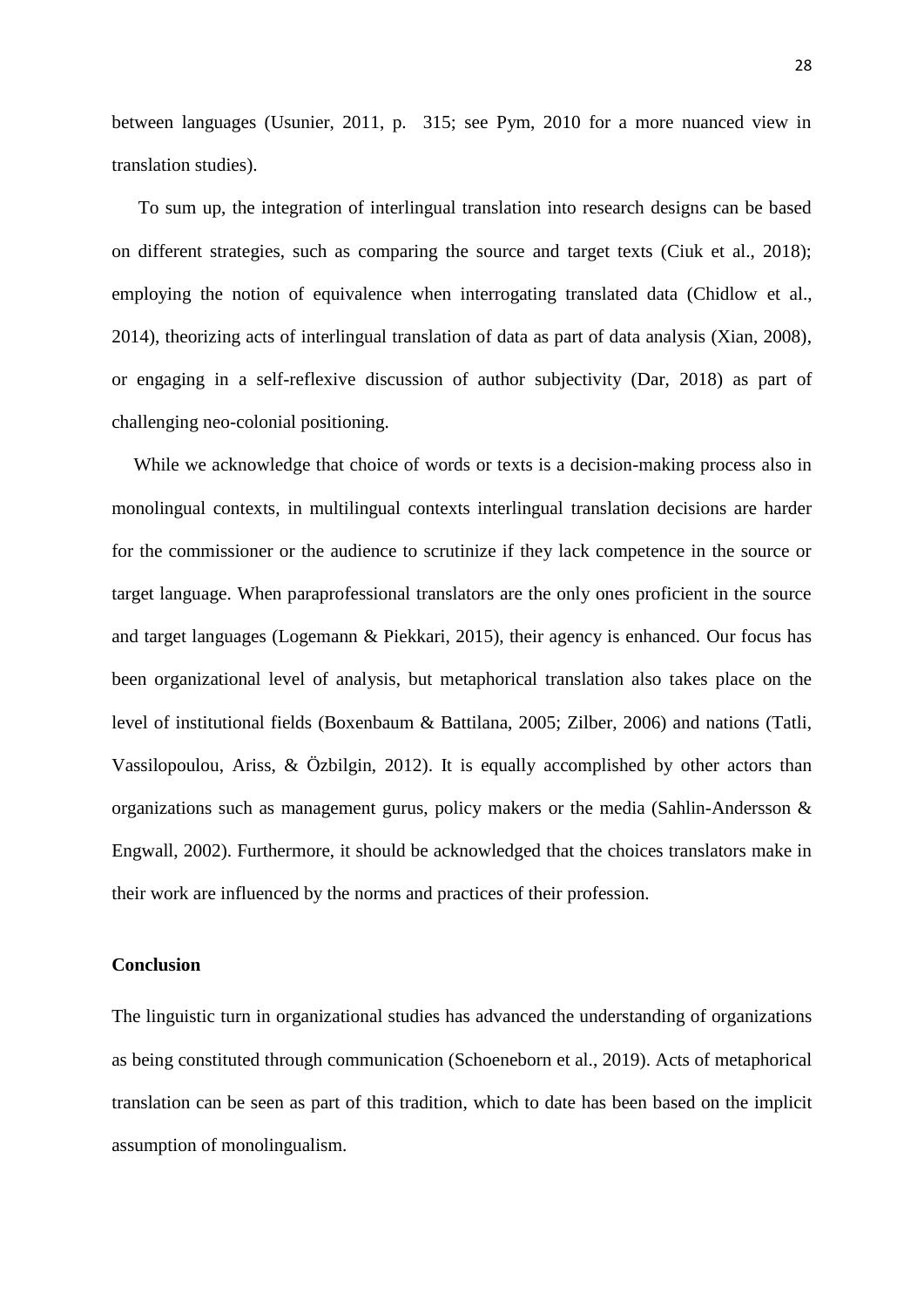between languages (Usunier, 2011, p. 315; see Pym, 2010 for a more nuanced view in translation studies).

To sum up, the integration of interlingual translation into research designs can be based on different strategies, such as comparing the source and target texts (Ciuk et al., 2018); employing the notion of equivalence when interrogating translated data (Chidlow et al., 2014), theorizing acts of interlingual translation of data as part of data analysis (Xian, 2008), or engaging in a self-reflexive discussion of author subjectivity (Dar, 2018) as part of challenging neo-colonial positioning.

While we acknowledge that choice of words or texts is a decision-making process also in monolingual contexts, in multilingual contexts interlingual translation decisions are harder for the commissioner or the audience to scrutinize if they lack competence in the source or target language. When paraprofessional translators are the only ones proficient in the source and target languages (Logemann & Piekkari, 2015), their agency is enhanced. Our focus has been organizational level of analysis, but metaphorical translation also takes place on the level of institutional fields (Boxenbaum & Battilana, 2005; Zilber, 2006) and nations (Tatli, Vassilopoulou, Ariss, & Özbilgin, 2012). It is equally accomplished by other actors than organizations such as management gurus, policy makers or the media (Sahlin-Andersson & Engwall, 2002). Furthermore, it should be acknowledged that the choices translators make in their work are influenced by the norms and practices of their profession.

## Conclusion

The linguistic turn in organizational studies has advanced the understanding of organizations as being constituted through communication (Schoeneborn et al., 2019). Acts of metaphorical translation can be seen as part of this tradition, which to date has been based on the implicit assumption of monolingualism.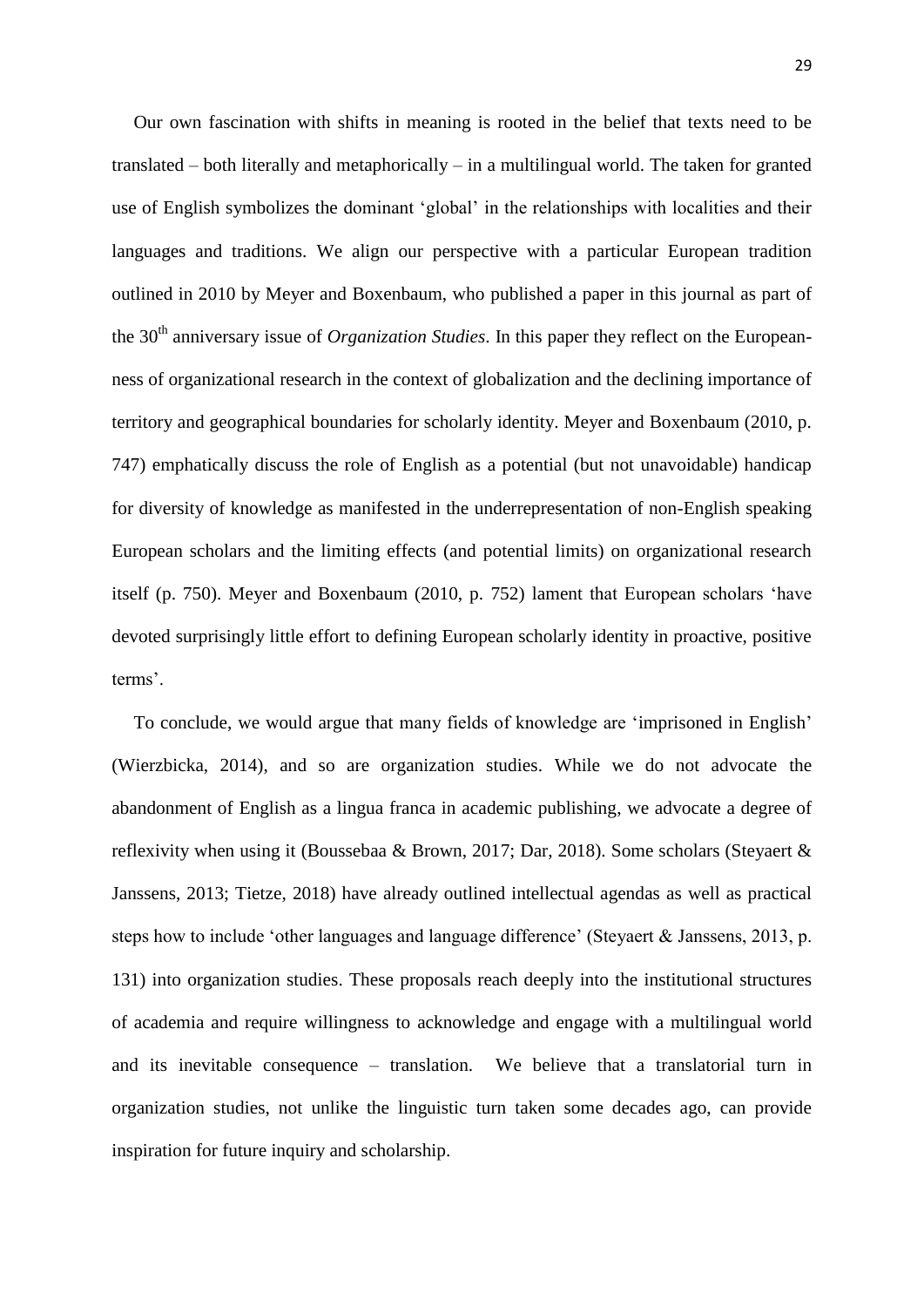Our own fascination with shifts in meaning is rooted in the belief that texts need to be translated – both literally and metaphorically – in a multilingual world. The taken for granted use of English symbolizes the dominant 'global' in the relationships with localities and their languages and traditions. We align our perspective with a particular European tradition outlined in 2010 by Meyer and Boxenbaum, who published a paper in this journal as part of the 30th anniversary issue of *Organization Studies*. In this paper they reflect on the European-ness of organizational research in the context of globalization and the declining importance of territory and geographical boundaries for scholarly identity. Meyer and Boxenbaum (2010, p. 747) emphatically discuss the role of English as a potential (but not unavoidable) handicap for diversity of knowledge as manifested in the underrepresentation of non-English speaking European scholars and the limiting effects (and potential limits) on organizational research itself (p. 750). Meyer and Boxenbaum (2010, p. 752) lament that European scholars 'have devoted surprisingly little effort to defining European scholarly identity in proactive, positive terms'.

To conclude, we would argue that many fields of knowledge are 'imprisoned in English' (Wierzbicka, 2014), and so are organization studies. While we do not advocate the abandonment of English as a lingua franca in academic publishing, we advocate a degree of reflexivity when using it (Boussebaa & Brown, 2017; Dar, 2018). Some scholars (Steyaert & Janssens, 2013; Tietze, 2018) have already outlined intellectual agendas as well as practical steps how to include 'other languages and language difference' (Steyaert & Janssens, 2013, p. 131) into organization studies. These proposals reach deeply into the institutional structures of academia and require willingness to acknowledge and engage with a multilingual world and its inevitable consequence – translation. We believe that a translatorial turn in organization studies, not unlike the linguistic turn taken some decades ago, can provide inspiration for future inquiry and scholarship.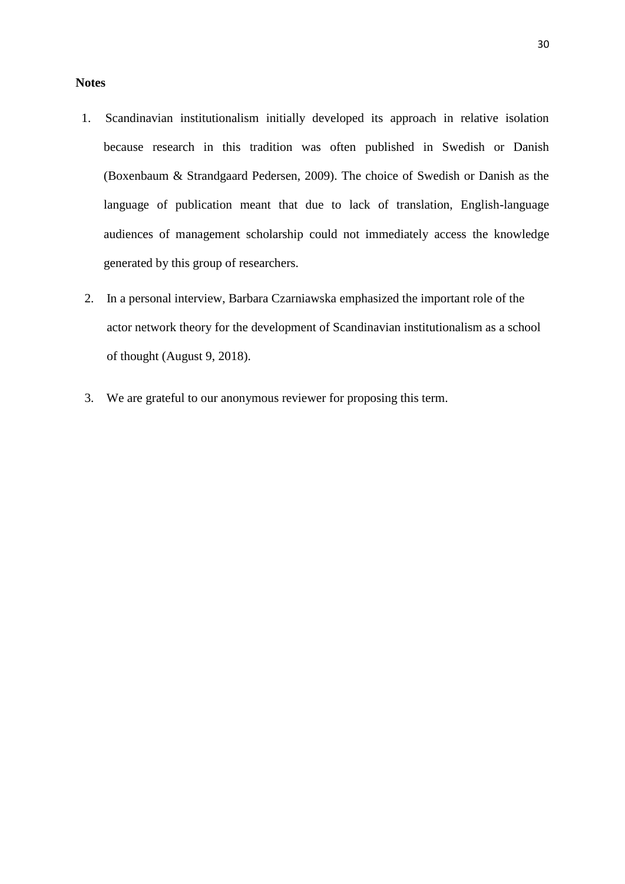**Notes**

1. Scandinavian institutionalism initially developed its approach in relative isolation because research in this tradition was often published in Swedish or Danish (Boxenbaum & Strandgaard Pedersen, 2009). The choice of Swedish or Danish as the language of publication meant that due to lack of translation, English-language audiences of management scholarship could not immediately access the knowledge generated by this group of researchers.

2. In a personal interview, Barbara Czarniawska emphasized the important role of the actor network theory for the development of Scandinavian institutionalism as a school of thought (August 9, 2018).

3. We are grateful to our anonymous reviewer for proposing this term.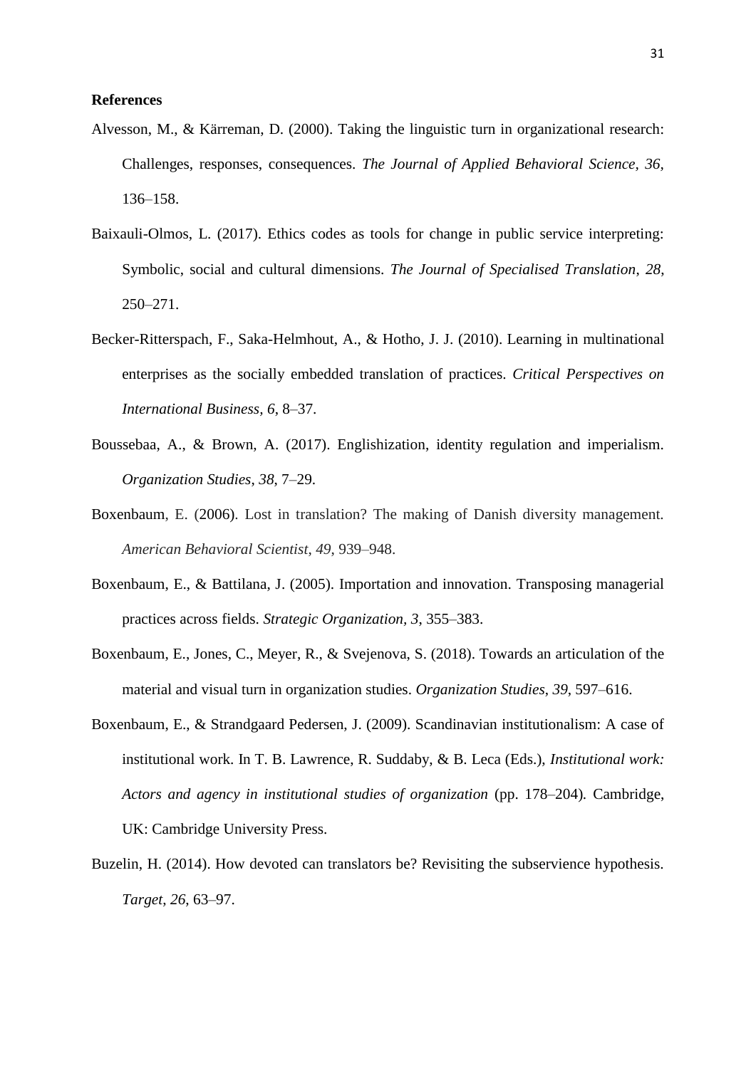**References**

Alvesson, M., & Kärreman, D. (2000). Taking the linguistic turn in organizational research: Challenges, responses, consequences. *The Journal of Applied Behavioral Science*, *36*, 136–158.

Baixauli-Olmos, L. (2017). Ethics codes as tools for change in public service interpreting: Symbolic, social and cultural dimensions. *The Journal of Specialised Translation*, *28*, 250–271.

Becker-Ritterspach, F., Saka-Helmhout, A., & Hotho, J. J. (2010). Learning in multinational enterprises as the socially embedded translation of practices. *Critical Perspectives on International Business*, *6*, 8–37.

Boussebaa, A., & Brown, A. (2017). Englishization, identity regulation and imperialism. *Organization Studies*, *38*, 7–29.

Boxenbaum, E. (2006). Lost in translation? The making of Danish diversity management. *American Behavioral Scientist*, *49*, 939–948.

Boxenbaum, E., & Battilana, J. (2005). Importation and innovation. Transposing managerial practices across fields. *Strategic Organization*, *3*, 355–383.

Boxenbaum, E., Jones, C., Meyer, R., & Svejenova, S. (2018). Towards an articulation of the material and visual turn in organization studies. *Organization Studies*, *39*, 597–616.

Boxenbaum, E., & Strandgaard Pedersen, J. (2009). Scandinavian institutionalism: A case of institutional work. In T. B. Lawrence, R. Suddaby, & B. Leca (Eds.), *Institutional work: Actors and agency in institutional studies of organization* (pp. 178–204). Cambridge, UK: Cambridge University Press.

Buzelin, H. (2014). How devoted can translators be? Revisiting the subservience hypothesis. *Target*, *26*, 63–97.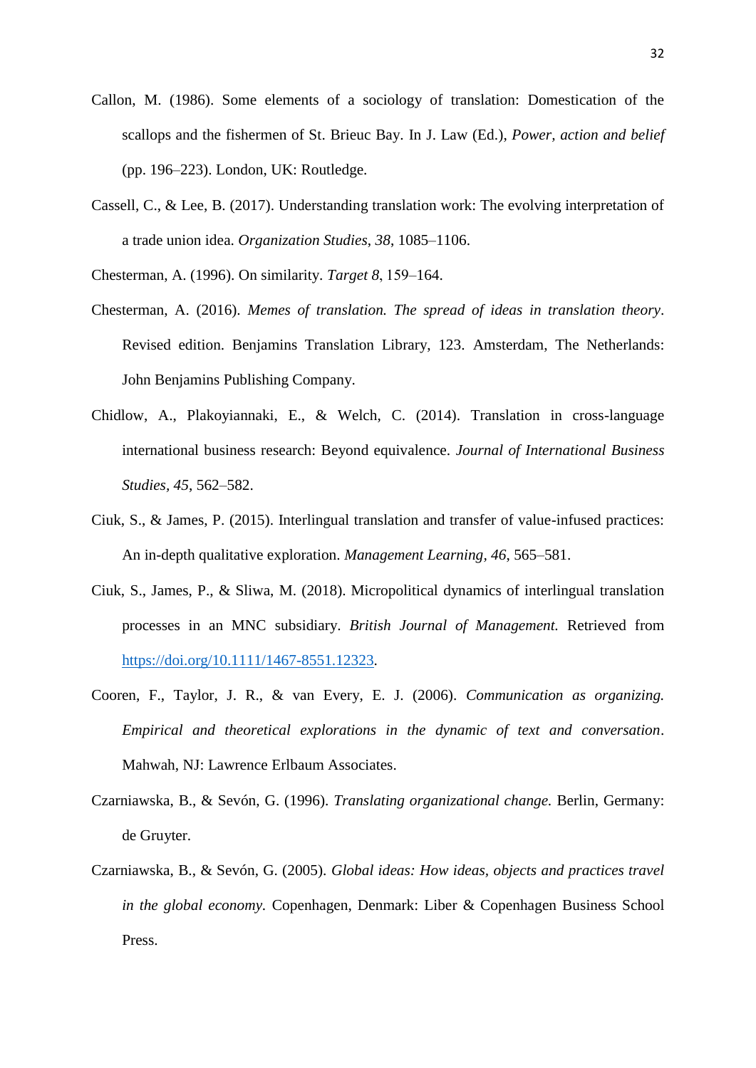Callon, M. (1986). Some elements of a sociology of translation: Domestication of the scallops and the fishermen of St. Brieuc Bay. In J. Law (Ed.), *Power, action and belief* (pp. 196–223). London, UK: Routledge.

Cassell, C., & Lee, B. (2017). Understanding translation work: The evolving interpretation of a trade union idea. *Organization Studies*, *38*, 1085–1106.

Chesterman, A. (1996). On similarity. *Target 8*, 159–164.

Chesterman, A. (2016). *Memes of translation. The spread of ideas in translation theory*. Revised edition. Benjamins Translation Library, 123. Amsterdam, The Netherlands: John Benjamins Publishing Company.

Chidlow, A., Plakoyiannaki, E., & Welch, C. (2014). Translation in cross-language international business research: Beyond equivalence. *Journal of International Business Studies*, *45*, 562–582.

Ciuk, S., & James, P. (2015). Interlingual translation and transfer of value-infused practices: An in-depth qualitative exploration. *Management Learning*, *46*, 565–581.

Ciuk, S., James, P., & Sliwa, M. (2018). Micropolitical dynamics of interlingual translation processes in an MNC subsidiary. *British Journal of Management.* Retrieved from https://doi.org/10.1111/1467-8551.12323.

Cooren, F., Taylor, J. R., & van Every, E. J. (2006). *Communication as organizing. Empirical and theoretical explorations in the dynamic of text and conversation*. Mahwah, NJ: Lawrence Erlbaum Associates.

Czarniawska, B., & Sevón, G. (1996). *Translating organizational change.* Berlin, Germany: de Gruyter.

Czarniawska, B., & Sevón, G. (2005). *Global ideas: How ideas, objects and practices travel in the global economy.* Copenhagen, Denmark: Liber & Copenhagen Business School Press.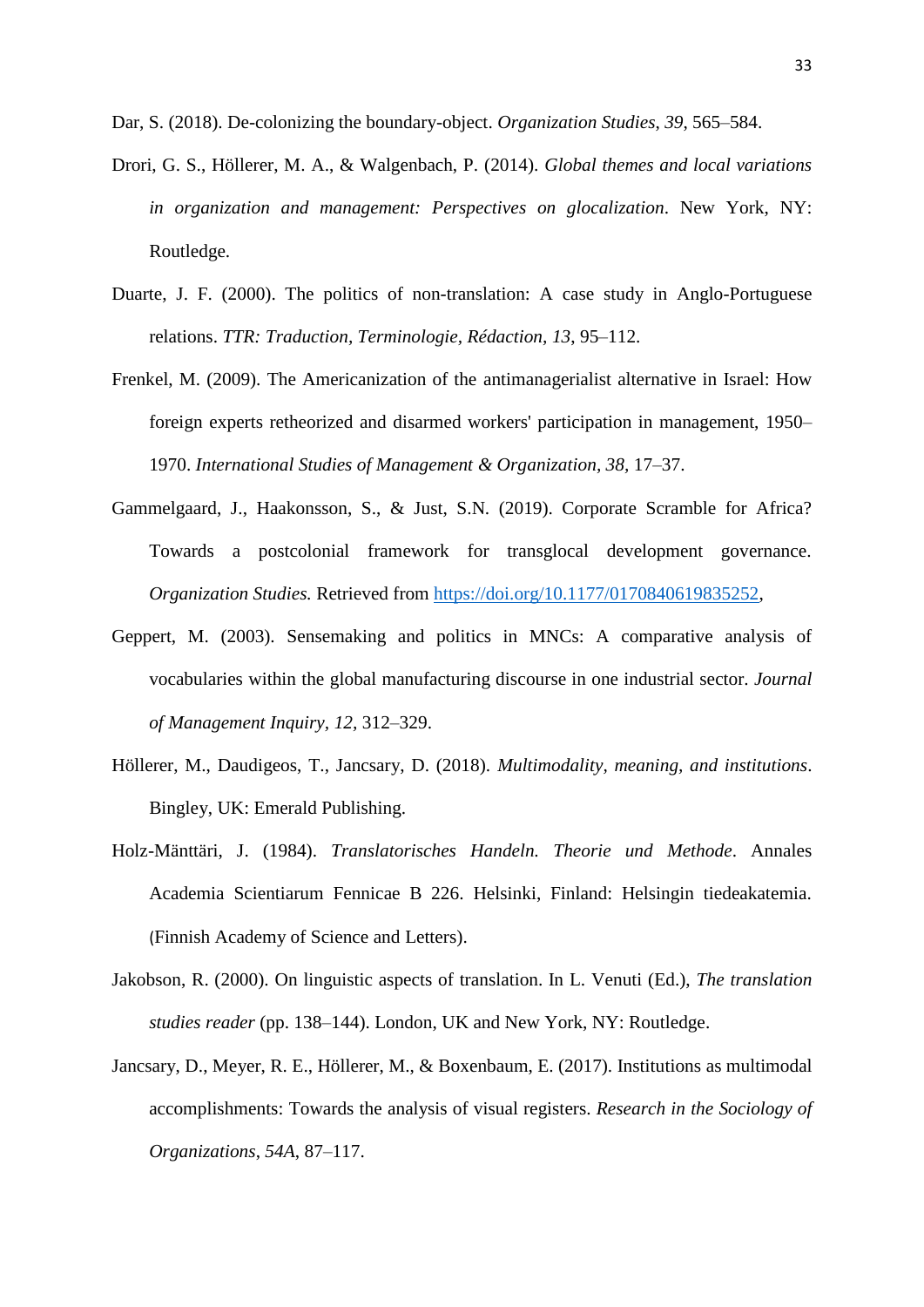Dar, S. (2018). De-colonizing the boundary-object. *Organization Studies*, *39*, 565–584.

Drori, G. S., Höllerer, M. A., & Walgenbach, P. (2014). *Global themes and local variations in organization and management: Perspectives on glocalization*. New York, NY: Routledge.

Duarte, J. F. (2000). The politics of non-translation: A case study in Anglo-Portuguese relations. *TTR: Traduction, Terminologie, Rédaction*, *13*, 95–112.

Frenkel, M. (2009). The Americanization of the antimanagerialist alternative in Israel: How foreign experts retheorized and disarmed workers' participation in management, 1950–1970. *International Studies of Management & Organization, 38*, 17–37.

Gammelgaard, J., Haakonsson, S., & Just, S.N. (2019). Corporate Scramble for Africa? Towards a postcolonial framework for transglocal development governance. *Organization Studies.* Retrieved from https://doi.org/10.1177/0170840619835252,

Geppert, M. (2003). Sensemaking and politics in MNCs: A comparative analysis of vocabularies within the global manufacturing discourse in one industrial sector. *Journal of Management Inquiry*, *12*, 312–329.

Höllerer, M., Daudigeos, T., Jancsary, D. (2018). *Multimodality, meaning, and institutions*. Bingley, UK: Emerald Publishing.

Holz-Mänttäri, J. (1984). *Translatorisches Handeln. Theorie und Methode*. Annales Academia Scientiarum Fennicae B 226. Helsinki, Finland: Helsingin tiedeakatemia. (Finnish Academy of Science and Letters).

Jakobson, R. (2000). On linguistic aspects of translation. In L. Venuti (Ed.), *The translation studies reader* (pp. 138–144). London, UK and New York, NY: Routledge.

Jancsary, D., Meyer, R. E., Höllerer, M., & Boxenbaum, E. (2017). Institutions as multimodal accomplishments: Towards the analysis of visual registers. *Research in the Sociology of Organizations*, *54A*, 87–117.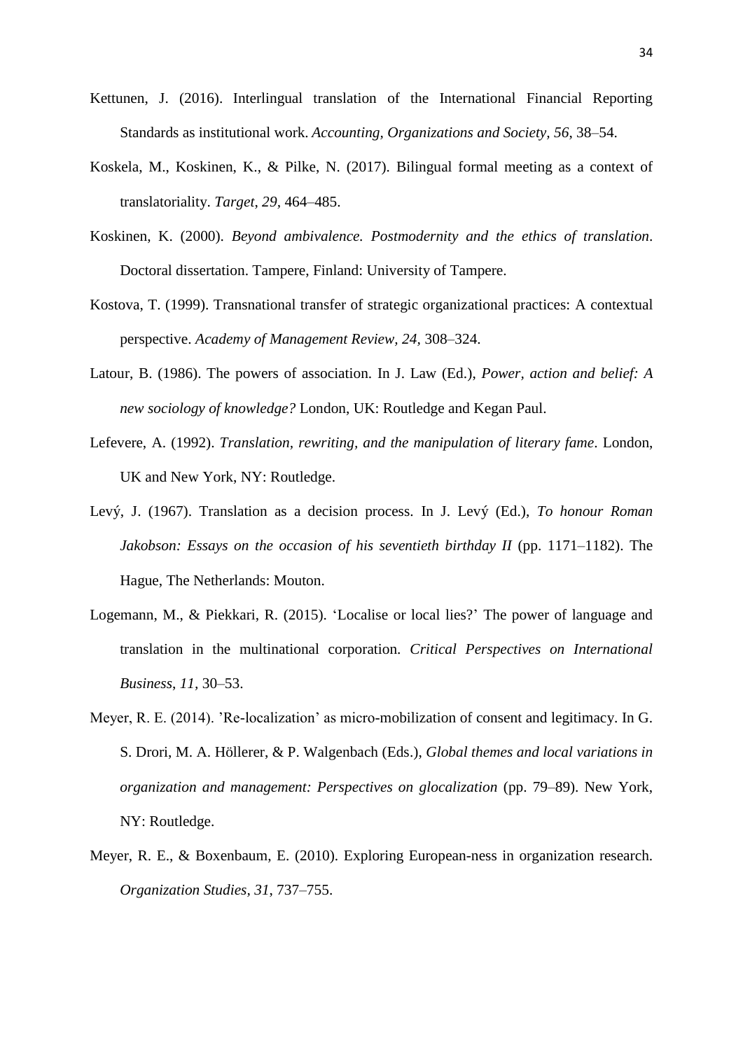Kettunen, J. (2016). Interlingual translation of the International Financial Reporting Standards as institutional work. *Accounting, Organizations and Society, 56*, 38–54.

Koskela, M., Koskinen, K., & Pilke, N. (2017). Bilingual formal meeting as a context of translatoriality. *Target, 29*, 464–485.

Koskinen, K. (2000). *Beyond ambivalence. Postmodernity and the ethics of translation*. Doctoral dissertation. Tampere, Finland: University of Tampere.

Kostova, T. (1999). Transnational transfer of strategic organizational practices: A contextual perspective. *Academy of Management Review, 24,* 308–324.

Latour, B. (1986). The powers of association. In J. Law (Ed.), *Power, action and belief: A new sociology of knowledge?* London, UK: Routledge and Kegan Paul.

Lefevere, A. (1992). *Translation, rewriting, and the manipulation of literary fame*. London, UK and New York, NY: Routledge.

Levý, J. (1967). Translation as a decision process. In J. Levý (Ed.), *To honour Roman Jakobson: Essays on the occasion of his seventieth birthday II* (pp. 1171–1182). The Hague, The Netherlands: Mouton.

Logemann, M., & Piekkari, R. (2015). 'Localise or local lies?' The power of language and translation in the multinational corporation. *Critical Perspectives on International Business*, *11,* 30–53.

Meyer, R. E. (2014). 'Re-localization' as micro-mobilization of consent and legitimacy. In G. S. Drori, M. A. Höllerer, & P. Walgenbach (Eds.), *Global themes and local variations in organization and management: Perspectives on glocalization* (pp. 79–89). New York, NY: Routledge.

Meyer, R. E., & Boxenbaum, E. (2010). Exploring European-ness in organization research. *Organization Studies, 31*, 737–755.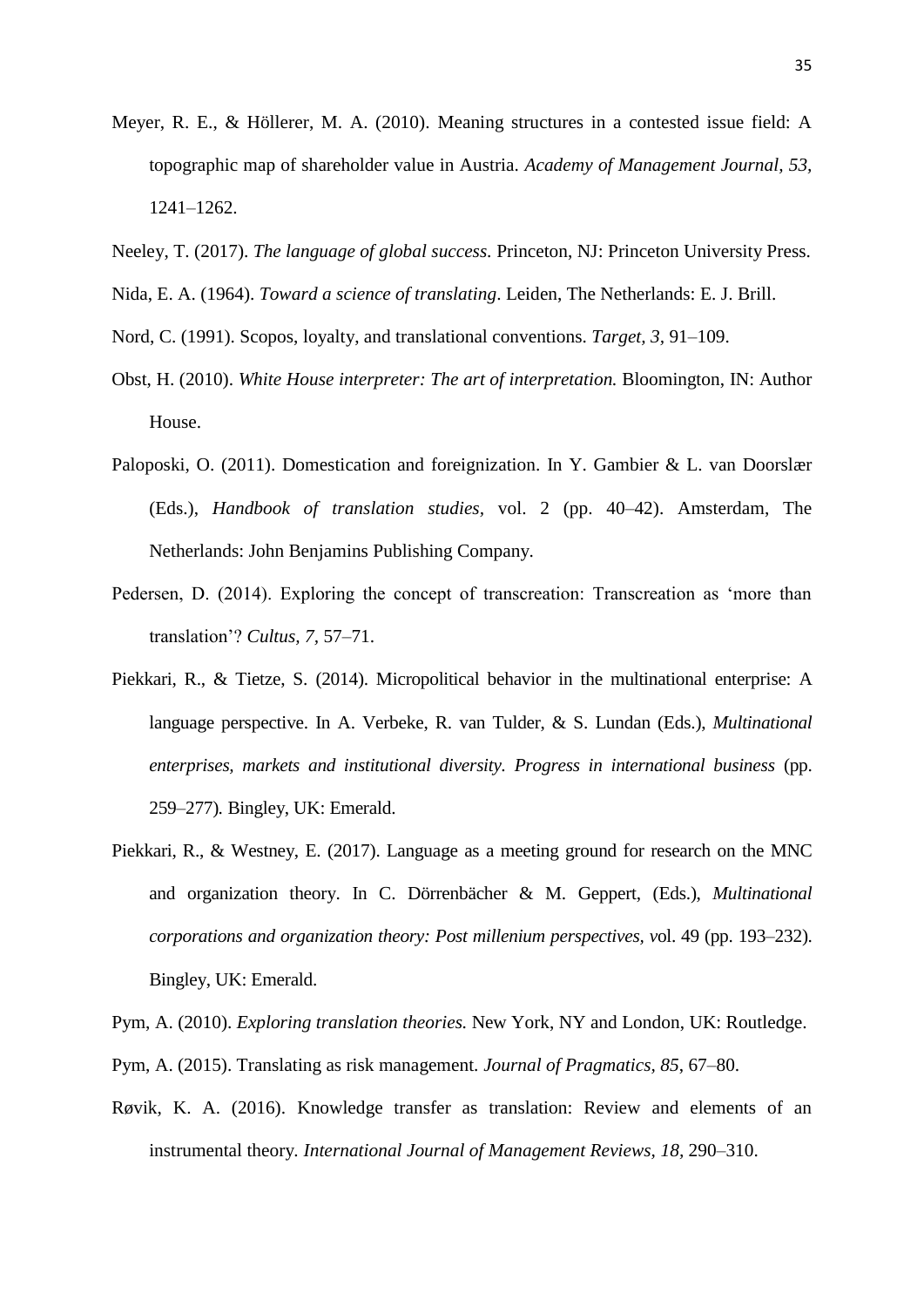Meyer, R. E., & Höllerer, M. A. (2010). Meaning structures in a contested issue field: A topographic map of shareholder value in Austria. *Academy of Management Journal, 53,* 1241–1262.

Neeley, T. (2017). *The language of global success*. Princeton, NJ: Princeton University Press.

Nida, E. A. (1964). *Toward a science of translating*. Leiden, The Netherlands: E. J. Brill.

Nord, C. (1991). Scopos, loyalty, and translational conventions. *Target, 3,* 91–109.

Obst, H. (2010). *White House interpreter: The art of interpretation.* Bloomington, IN: Author House.

Paloposki, O. (2011). Domestication and foreignization. In Y. Gambier & L. van Doorslær (Eds.), *Handbook of translation studies,* vol. 2 (pp. 40–42). Amsterdam, The Netherlands: John Benjamins Publishing Company.

Pedersen, D. (2014). Exploring the concept of transcreation: Transcreation as 'more than translation'? *Cultus, 7,* 57–71.

Piekkari, R., & Tietze, S. (2014). Micropolitical behavior in the multinational enterprise: A language perspective. In A. Verbeke, R. van Tulder, & S. Lundan (Eds.), *Multinational enterprises, markets and institutional diversity. Progress in international business* (pp. 259–277)*.* Bingley, UK: Emerald.

Piekkari, R., & Westney, E. (2017). Language as a meeting ground for research on the MNC and organization theory. In C. Dörrenbächer & M. Geppert, (Eds.), *Multinational corporations and organization theory: Post millenium perspectives, v*ol. 49 (pp. 193–232)*.* Bingley, UK: Emerald.

Pym, A. (2010). *Exploring translation theories.* New York, NY and London, UK: Routledge.

Pym, A. (2015). Translating as risk management. *Journal of Pragmatics, 85*, 67–80.

Røvik, K. A. (2016). Knowledge transfer as translation: Review and elements of an instrumental theory*. International Journal of Management Reviews, 18,* 290–310.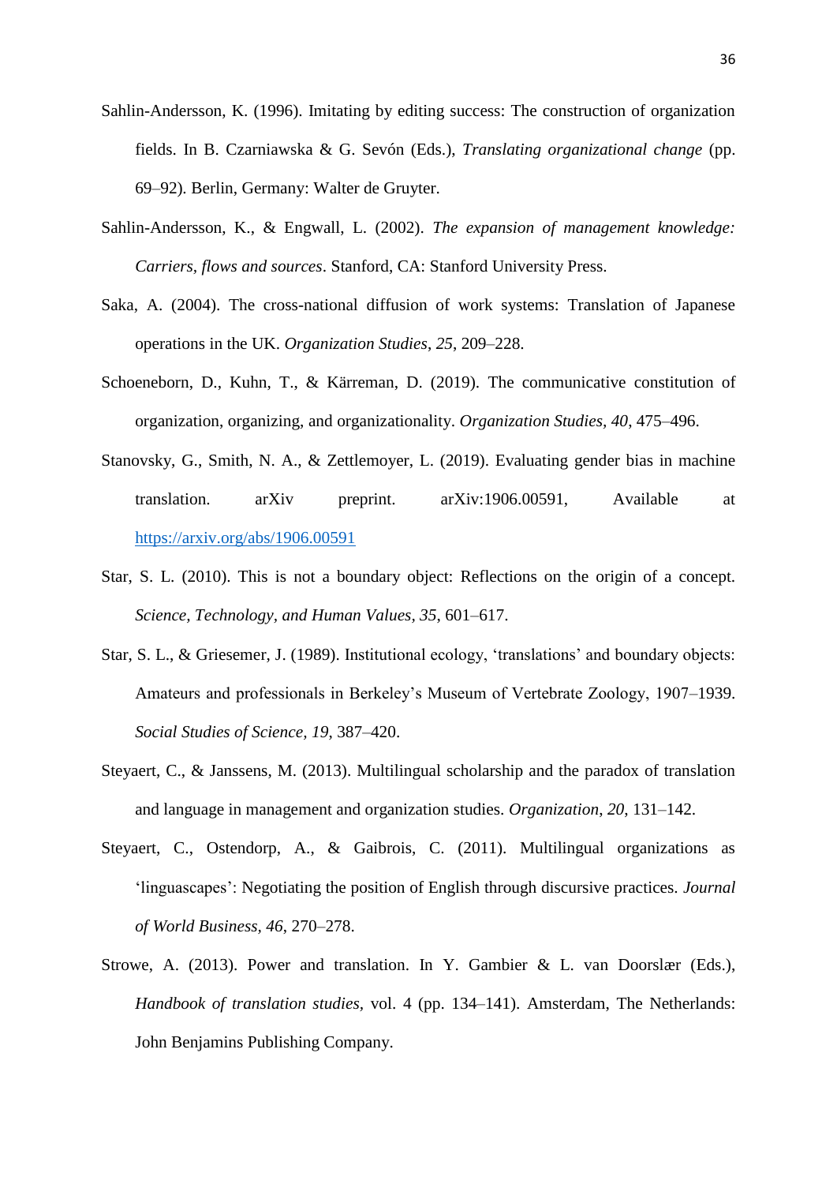Sahlin-Andersson, K. (1996). Imitating by editing success: The construction of organization fields. In B. Czarniawska & G. Sevón (Eds.), *Translating organizational change* (pp. 69–92). Berlin, Germany: Walter de Gruyter.

Sahlin-Andersson, K., & Engwall, L. (2002). *The expansion of management knowledge: Carriers, flows and sources*. Stanford, CA: Stanford University Press.

Saka, A. (2004). The cross-national diffusion of work systems: Translation of Japanese operations in the UK. *Organization Studies*, *25*, 209–228.

Schoeneborn, D., Kuhn, T., & Kärreman, D. (2019). The communicative constitution of organization, organizing, and organizationality. *Organization Studies, 40*, 475–496.

Stanovsky, G., Smith, N. A., & Zettlemoyer, L. (2019). Evaluating gender bias in machine translation. arXiv preprint. arXiv:1906.00591, Available at https://arxiv.org/abs/1906.00591

Star, S. L. (2010). This is not a boundary object: Reflections on the origin of a concept. *Science, Technology, and Human Values, 35*, 601–617.

Star, S. L., & Griesemer, J. (1989). Institutional ecology, 'translations' and boundary objects: Amateurs and professionals in Berkeley's Museum of Vertebrate Zoology, 1907–1939. *Social Studies of Science, 19*, 387–420.

Steyaert, C., & Janssens, M. (2013). Multilingual scholarship and the paradox of translation and language in management and organization studies. *Organization*, *20*, 131–142.

Steyaert, C., Ostendorp, A., & Gaibrois, C. (2011). Multilingual organizations as 'linguascapes': Negotiating the position of English through discursive practices. *Journal of World Business, 46*, 270–278.

Strowe, A. (2013). Power and translation. In Y. Gambier & L. van Doorslær (Eds.), *Handbook of translation studies*, vol. 4 (pp. 134–141). Amsterdam, The Netherlands: John Benjamins Publishing Company.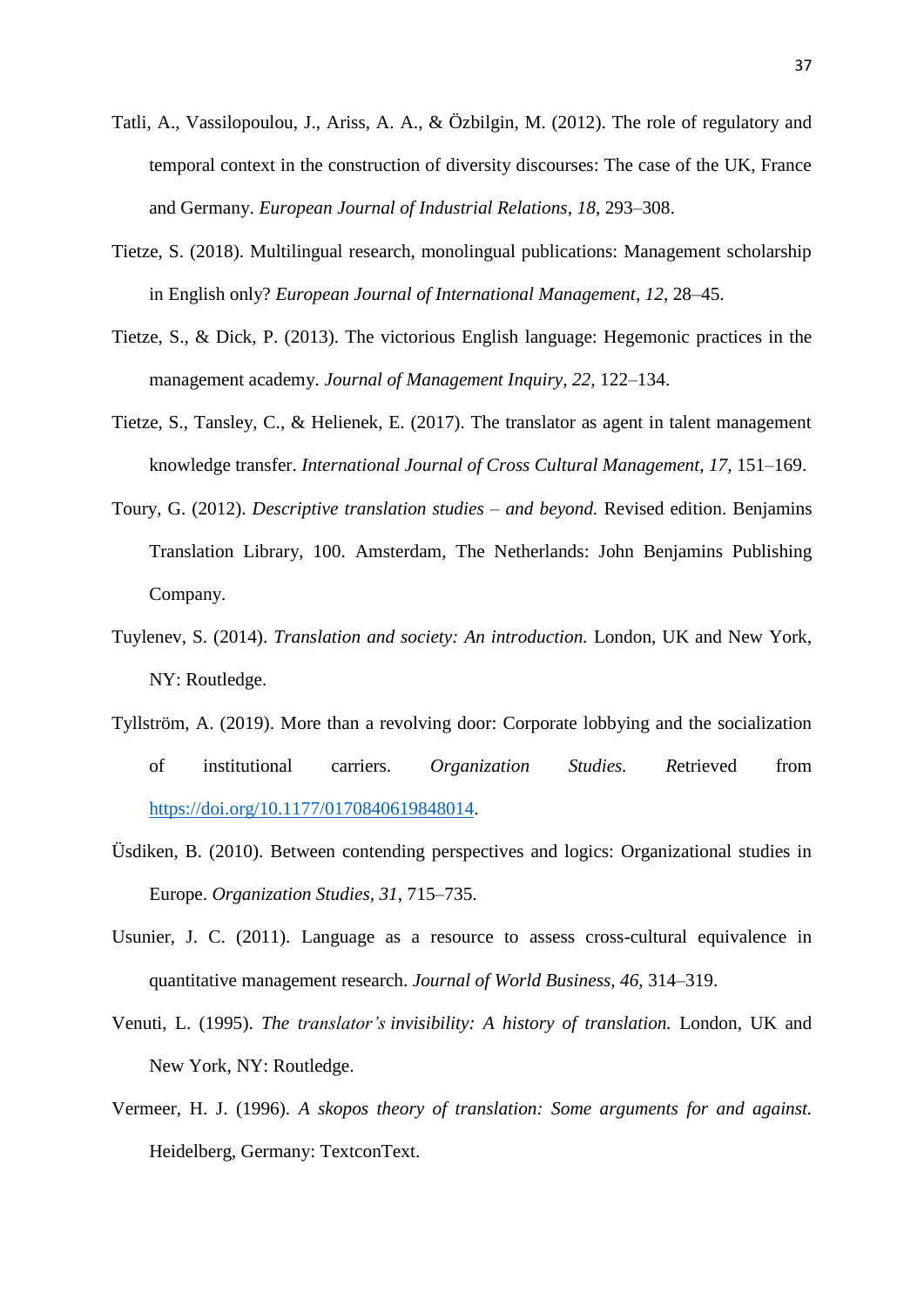Tatli, A., Vassilopoulou, J., Ariss, A. A., & Özbilgin, M. (2012). The role of regulatory and temporal context in the construction of diversity discourses: The case of the UK, France and Germany. *European Journal of Industrial Relations*, *18*, 293–308.

Tietze, S. (2018). Multilingual research, monolingual publications: Management scholarship in English only? *European Journal of International Management*, *12*, 28–45.

Tietze, S., & Dick, P. (2013). The victorious English language: Hegemonic practices in the management academy. *Journal of Management Inquiry, 22,* 122–134.

Tietze, S., Tansley, C., & Helienek, E. (2017). The translator as agent in talent management knowledge transfer. *International Journal of Cross Cultural Management*, *17,* 151–169.

Toury, G. (2012). *Descriptive translation studies – and beyond.* Revised edition. Benjamins Translation Library, 100. Amsterdam, The Netherlands: John Benjamins Publishing Company.

Tuylenev, S. (2014). *Translation and society: An introduction.* London, UK and New York, NY: Routledge.

Tyllström, A. (2019). More than a revolving door: Corporate lobbying and the socialization of institutional carriers. *Organization Studies.* Retrieved from https://doi.org/10.1177/0170840619848014.

Üsdiken, B. (2010). Between contending perspectives and logics: Organizational studies in Europe. *Organization Studies, 31*, 715–735.

Usunier, J. C. (2011). Language as a resource to assess cross-cultural equivalence in quantitative management research. *Journal of World Business, 46,* 314–319.

Venuti, L. (1995). *The translator's invisibility: A history of translation.* London, UK and New York, NY: Routledge.

Vermeer, H. J. (1996). *A skopos theory of translation: Some arguments for and against.* Heidelberg, Germany: TextconText.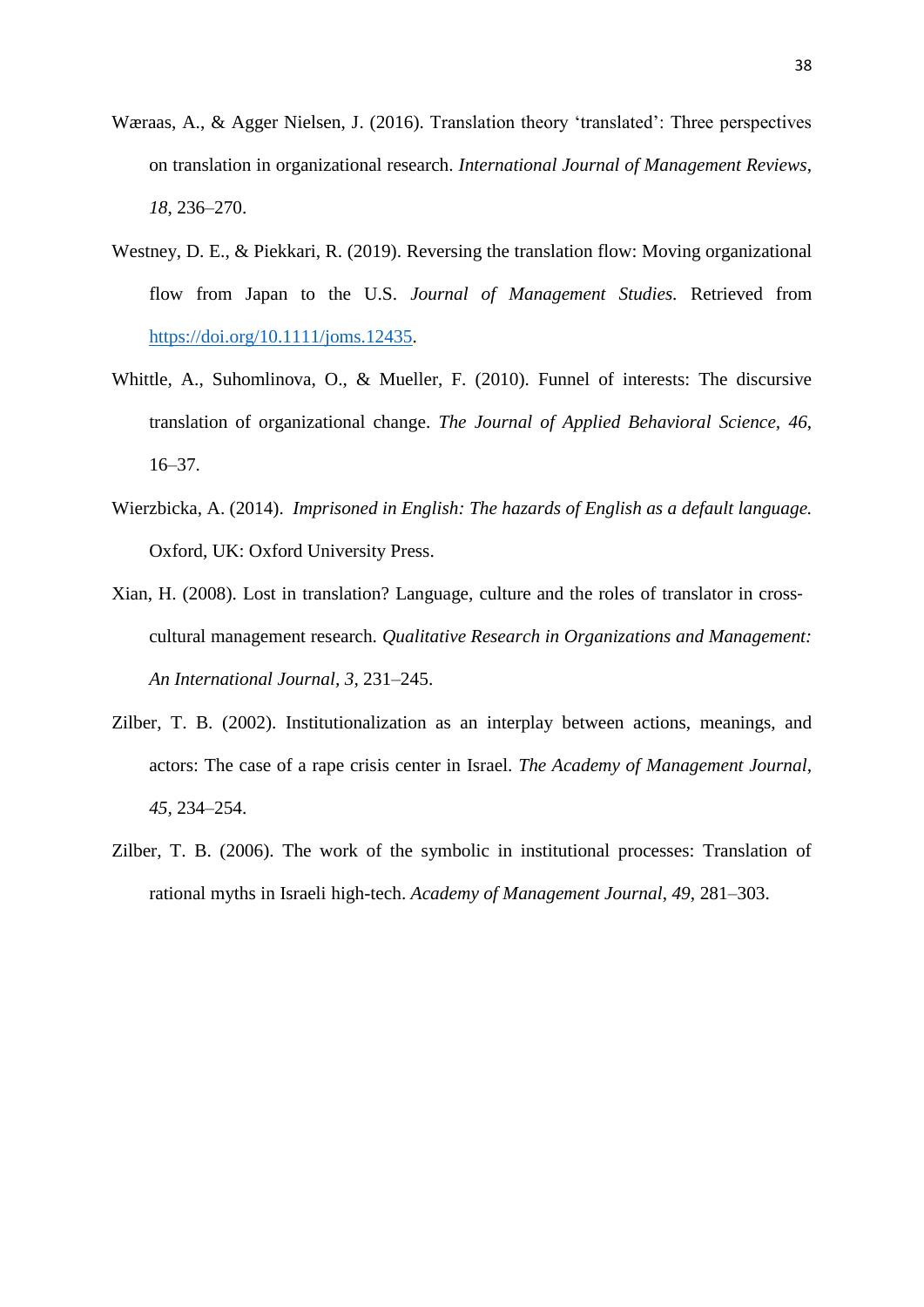Wæraas, A., & Agger Nielsen, J. (2016). Translation theory 'translated': Three perspectives on translation in organizational research. *International Journal of Management Reviews*, *18*, 236–270.

Westney, D. E., & Piekkari, R. (2019). Reversing the translation flow: Moving organizational flow from Japan to the U.S. *Journal of Management Studies.* Retrieved from https://doi.org/10.1111/joms.12435.

Whittle, A., Suhomlinova, O., & Mueller, F. (2010). Funnel of interests: The discursive translation of organizational change. *The Journal of Applied Behavioral Science*, *46*, 16–37.

Wierzbicka, A. (2014). *Imprisoned in English: The hazards of English as a default language.* Oxford, UK: Oxford University Press.

Xian, H. (2008). Lost in translation? Language, culture and the roles of translator in cross-cultural management research. *Qualitative Research in Organizations and Management: An International Journal*, *3*, 231–245.

Zilber, T. B. (2002). Institutionalization as an interplay between actions, meanings, and actors: The case of a rape crisis center in Israel. *The Academy of Management Journal*, *45*, 234–254.

Zilber, T. B. (2006). The work of the symbolic in institutional processes: Translation of rational myths in Israeli high-tech. *Academy of Management Journal*, *49*, 281–303.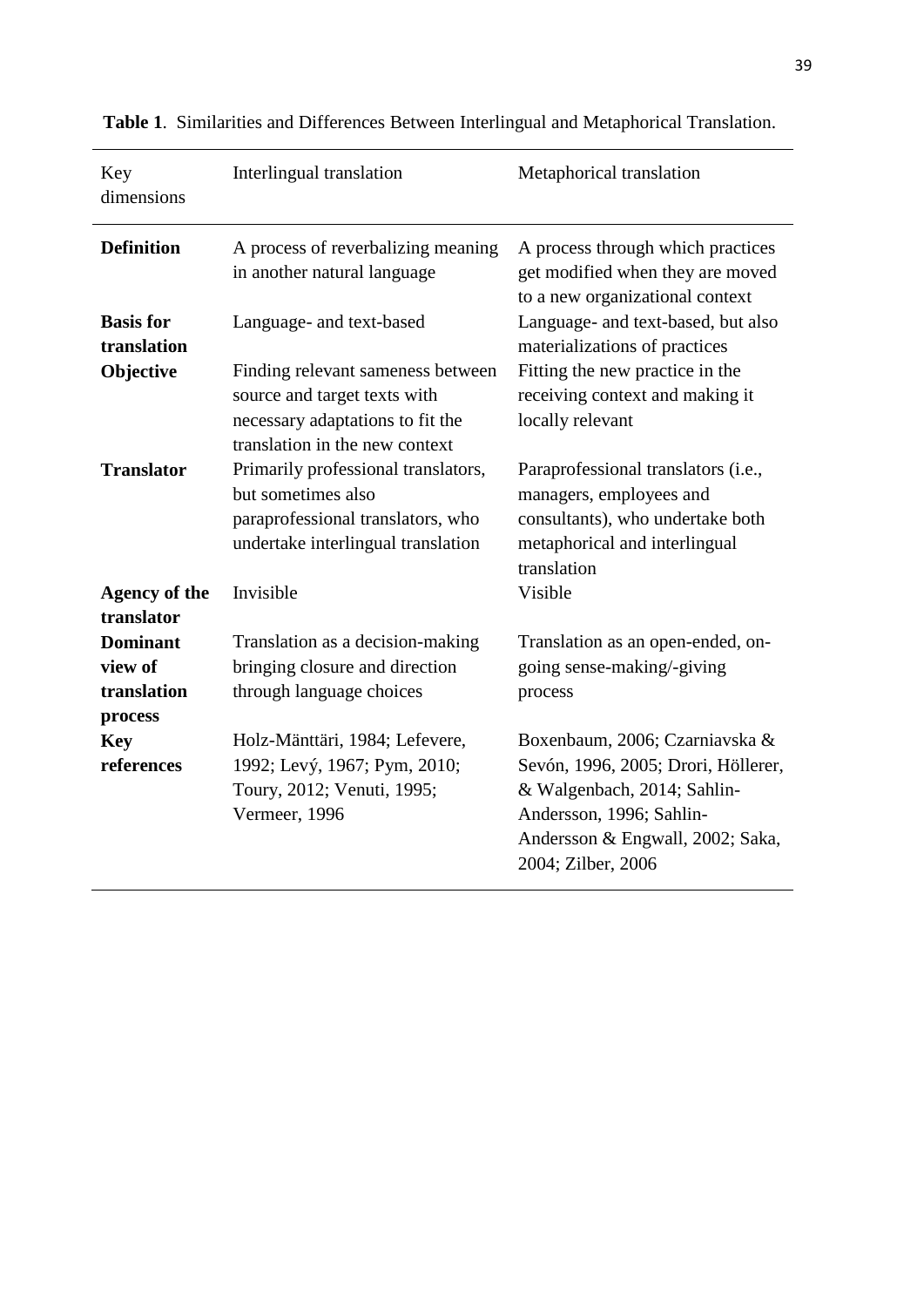**Table 1**. Similarities and Differences Between Interlingual and Metaphorical Translation.

| Key dimensions | Interlingual translation | Metaphorical translation |
|---|---|---|
| **Definition** | A process of reverbalizing meaning in another natural language | A process through which practices get modified when they are moved to a new organizational context |
| **Basis for translation** | Language- and text-based | Language- and text-based, but also materializations of practices |
| **Objective** | Finding relevant sameness between source and target texts with necessary adaptations to fit the translation in the new context | Fitting the new practice in the receiving context and making it locally relevant |
| **Translator** | Primarily professional translators, but sometimes also paraprofessional translators, who undertake interlingual translation | Paraprofessional translators (i.e., managers, employees and consultants), who undertake both metaphorical and interlingual translation |
| **Agency of the translator** | Invisible | Visible |
| **Dominant view of translation process** | Translation as a decision-making bringing closure and direction through language choices | Translation as an open-ended, on-going sense-making/-giving process |
| **Key references** | Holz-Mänttäri, 1984; Lefevere, 1992; Levý, 1967; Pym, 2010; Toury, 2012; Venuti, 1995; Vermeer, 1996 | Boxenbaum, 2006; Czarniavska & Sevón, 1996, 2005; Drori, Höllerer, & Walgenbach, 2014; Sahlin-Andersson, 1996; Sahlin-Andersson & Engwall, 2002; Saka, 2004; Zilber, 2006 |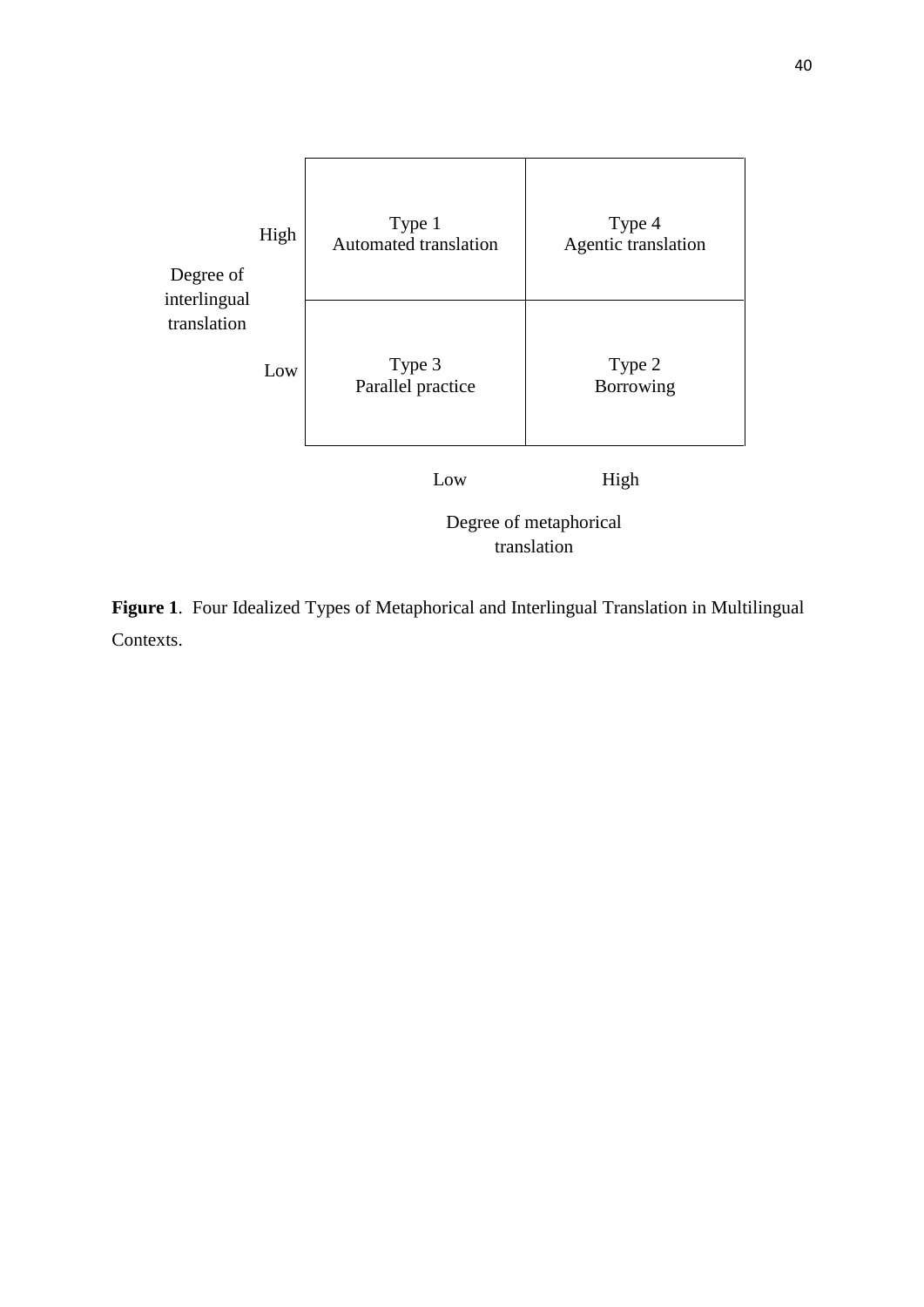| Degree of interlingual translation | Degree of metaphorical translation: Low | Degree of metaphorical translation: High |
|---|---|---|
| High | Type 1<br>Automated translation | Type 4<br>Agentic translation |
| Low | Type 3<br>Parallel practice | Type 2<br>Borrowing |

**Figure 1**. Four Idealized Types of Metaphorical and Interlingual Translation in Multilingual Contexts.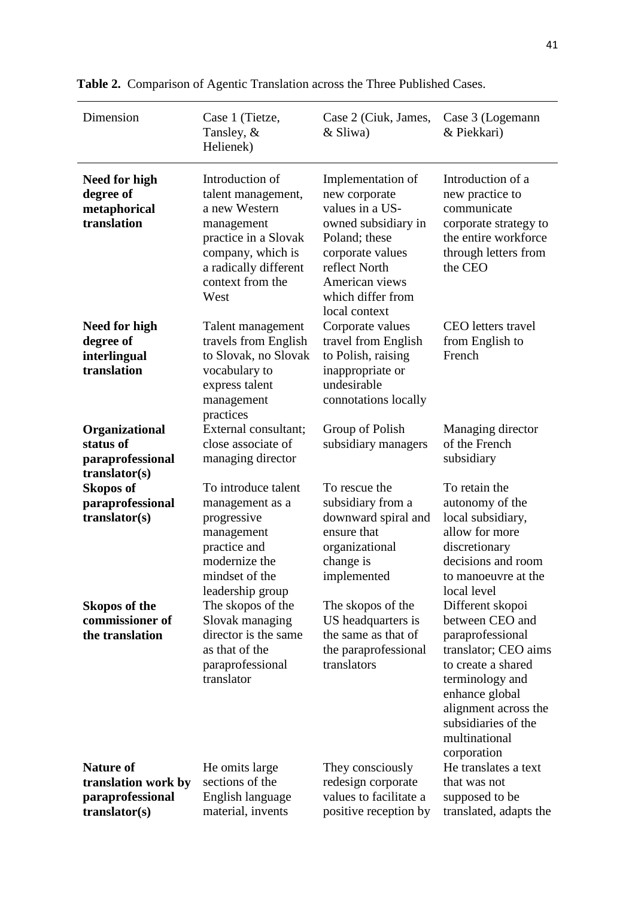**Table 2.** Comparison of Agentic Translation across the Three Published Cases.

| Dimension | Case 1 (Tietze, Tansley, & Helienek) | Case 2 (Ciuk, James, & Sliwa) | Case 3 (Logemann & Piekkari) |
|---|---|---|---|
| **Need for high degree of metaphorical translation** | Introduction of talent management, a new Western management practice in a Slovak company, which is a radically different context from the West | Implementation of new corporate values in a US-owned subsidiary in Poland; these corporate values reflect North American views which differ from local context | Introduction of a new practice to communicate corporate strategy to the entire workforce through letters from the CEO |
| **Need for high degree of interlingual translation** | Talent management travels from English to Slovak, no Slovak vocabulary to express talent management practices | Corporate values travel from English to Polish, raising inappropriate or undesirable connotations locally | CEO letters travel from English to French |
| **Organizational status of paraprofessional translator(s)** | External consultant; close associate of managing director | Group of Polish subsidiary managers | Managing director of the French subsidiary |
| **Skopos of paraprofessional translator(s)** | To introduce talent management as a progressive management practice and modernize the mindset of the leadership group | To rescue the subsidiary from a downward spiral and ensure that organizational change is implemented | To retain the autonomy of the local subsidiary, allow for more discretionary decisions and room to manoeuvre at the local level |
| **Skopos of the commissioner of the translation** | The skopos of the Slovak managing director is the same as that of the paraprofessional translator | The skopos of the US headquarters is the same as that of the paraprofessional translators | Different skopoi between CEO and paraprofessional translator; CEO aims to create a shared terminology and enhance global alignment across the subsidiaries of the multinational corporation |
| **Nature of translation work by paraprofessional translator(s)** | He omits large sections of the English language material, invents | They consciously redesign corporate values to facilitate a positive reception by | He translates a text that was not supposed to be translated, adapts the |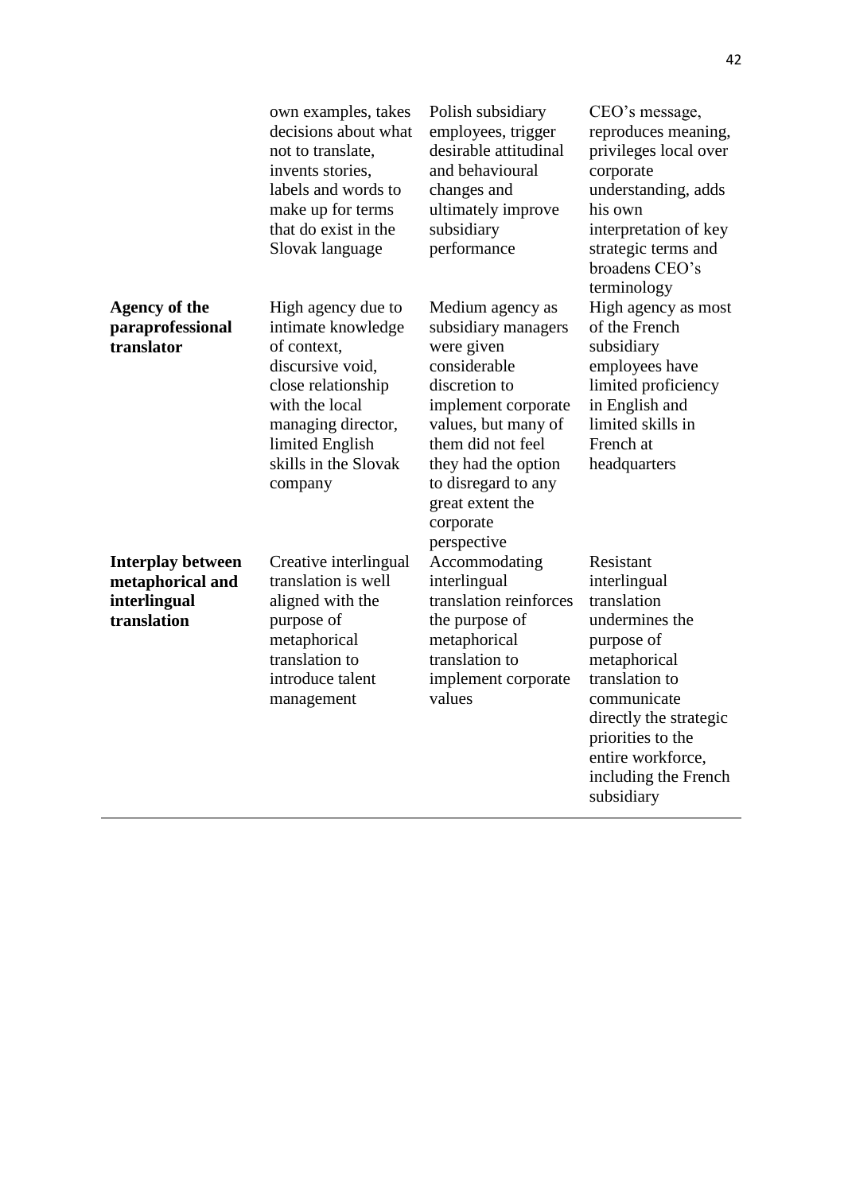| | | | |
|---|---|---|---|
| | own examples, takes decisions about what not to translate, invents stories, labels and words to make up for terms that do exist in the Slovak language | Polish subsidiary employees, trigger desirable attitudinal and behavioural changes and ultimately improve subsidiary performance | CEO's message, reproduces meaning, privileges local over corporate understanding, adds his own interpretation of key strategic terms and broadens CEO's terminology |
| **Agency of the paraprofessional translator** | High agency due to intimate knowledge of context, discursive void, close relationship with the local managing director, limited English skills in the Slovak company | Medium agency as subsidiary managers were given considerable discretion to implement corporate values, but many of them did not feel they had the option to disregard to any great extent the corporate perspective | High agency as most of the French subsidiary employees have limited proficiency in English and limited skills in French at headquarters |
| **Interplay between metaphorical and interlingual translation** | Creative interlingual translation is well aligned with the purpose of metaphorical translation to introduce talent management | Accommodating interlingual translation reinforces the purpose of metaphorical translation to implement corporate values | Resistant interlingual translation undermines the purpose of metaphorical translation to communicate directly the strategic priorities to the entire workforce, including the French subsidiary |